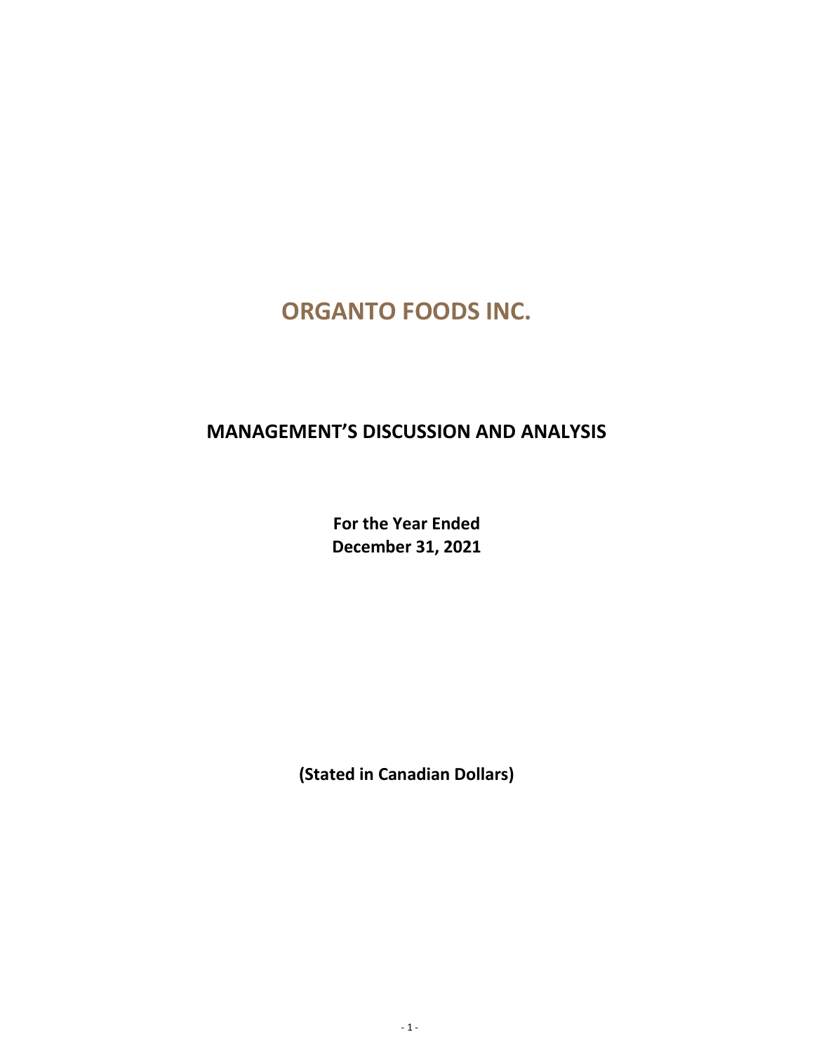# ORGANTO FOODS INC.

## MANAGEMENT'S DISCUSSION AND ANALYSIS

**For the Year Ended**
**December 31, 2021**

**(Stated in Canadian Dollars)**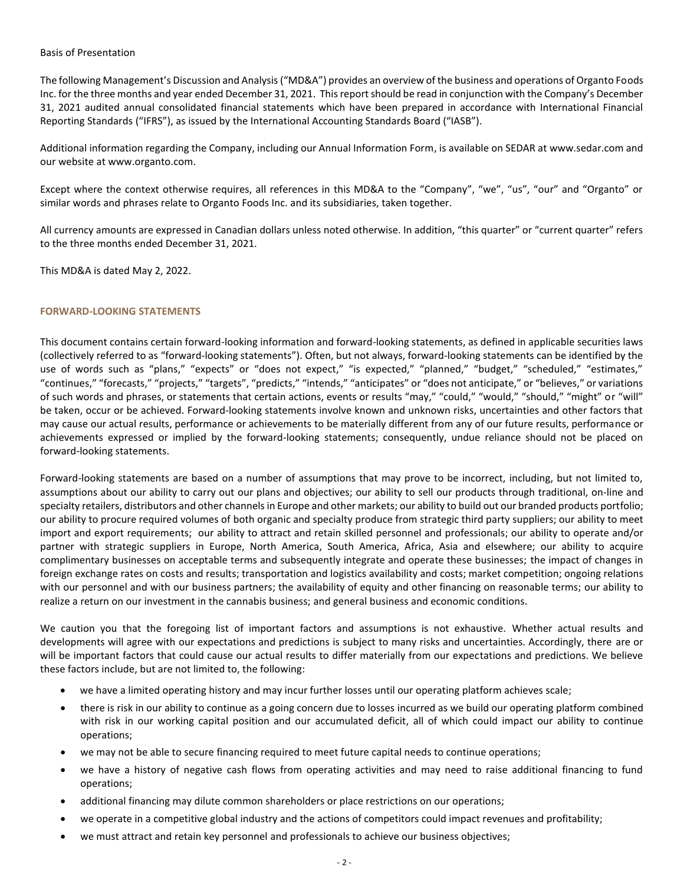Basis of Presentation

The following Management's Discussion and Analysis ("MD&A") provides an overview of the business and operations of Organto Foods Inc. for the three months and year ended December 31, 2021. This report should be read in conjunction with the Company's December 31, 2021 audited annual consolidated financial statements which have been prepared in accordance with International Financial Reporting Standards ("IFRS"), as issued by the International Accounting Standards Board ("IASB").

Additional information regarding the Company, including our Annual Information Form, is available on SEDAR at www.sedar.com and our website at www.organto.com.

Except where the context otherwise requires, all references in this MD&A to the "Company", "we", "us", "our" and "Organto" or similar words and phrases relate to Organto Foods Inc. and its subsidiaries, taken together.

All currency amounts are expressed in Canadian dollars unless noted otherwise. In addition, "this quarter" or "current quarter" refers to the three months ended December 31, 2021.

This MD&A is dated May 2, 2022.

## FORWARD-LOOKING STATEMENTS

This document contains certain forward-looking information and forward-looking statements, as defined in applicable securities laws (collectively referred to as "forward-looking statements"). Often, but not always, forward-looking statements can be identified by the use of words such as "plans," "expects" or "does not expect," "is expected," "planned," "budget," "scheduled," "estimates," "continues," "forecasts," "projects," "targets", "predicts," "intends," "anticipates" or "does not anticipate," or "believes," or variations of such words and phrases, or statements that certain actions, events or results "may," "could," "would," "should," "might" or "will" be taken, occur or be achieved. Forward-looking statements involve known and unknown risks, uncertainties and other factors that may cause our actual results, performance or achievements to be materially different from any of our future results, performance or achievements expressed or implied by the forward-looking statements; consequently, undue reliance should not be placed on forward-looking statements.

Forward-looking statements are based on a number of assumptions that may prove to be incorrect, including, but not limited to, assumptions about our ability to carry out our plans and objectives; our ability to sell our products through traditional, on-line and specialty retailers, distributors and other channels in Europe and other markets; our ability to build out our branded products portfolio; our ability to procure required volumes of both organic and specialty produce from strategic third party suppliers; our ability to meet import and export requirements; our ability to attract and retain skilled personnel and professionals; our ability to operate and/or partner with strategic suppliers in Europe, North America, South America, Africa, Asia and elsewhere; our ability to acquire complimentary businesses on acceptable terms and subsequently integrate and operate these businesses; the impact of changes in foreign exchange rates on costs and results; transportation and logistics availability and costs; market competition; ongoing relations with our personnel and with our business partners; the availability of equity and other financing on reasonable terms; our ability to realize a return on our investment in the cannabis business; and general business and economic conditions.

We caution you that the foregoing list of important factors and assumptions is not exhaustive. Whether actual results and developments will agree with our expectations and predictions is subject to many risks and uncertainties. Accordingly, there are or will be important factors that could cause our actual results to differ materially from our expectations and predictions. We believe these factors include, but are not limited to, the following:

- we have a limited operating history and may incur further losses until our operating platform achieves scale;
- there is risk in our ability to continue as a going concern due to losses incurred as we build our operating platform combined with risk in our working capital position and our accumulated deficit, all of which could impact our ability to continue operations;
- we may not be able to secure financing required to meet future capital needs to continue operations;
- we have a history of negative cash flows from operating activities and may need to raise additional financing to fund operations;
- additional financing may dilute common shareholders or place restrictions on our operations;
- we operate in a competitive global industry and the actions of competitors could impact revenues and profitability;
- we must attract and retain key personnel and professionals to achieve our business objectives;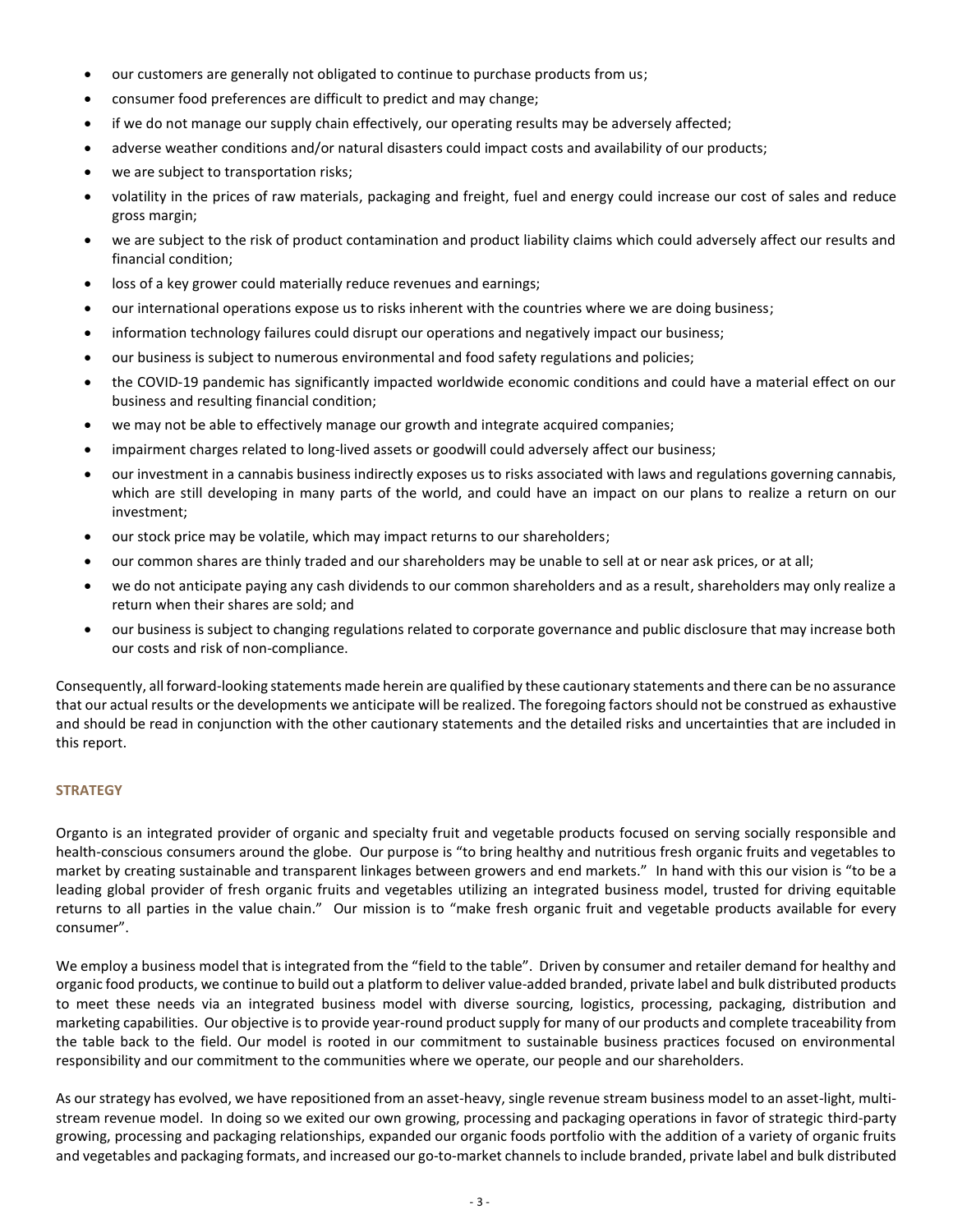- our customers are generally not obligated to continue to purchase products from us;
- consumer food preferences are difficult to predict and may change;
- if we do not manage our supply chain effectively, our operating results may be adversely affected;
- adverse weather conditions and/or natural disasters could impact costs and availability of our products;
- we are subject to transportation risks;
- volatility in the prices of raw materials, packaging and freight, fuel and energy could increase our cost of sales and reduce gross margin;
- we are subject to the risk of product contamination and product liability claims which could adversely affect our results and financial condition;
- loss of a key grower could materially reduce revenues and earnings;
- our international operations expose us to risks inherent with the countries where we are doing business;
- information technology failures could disrupt our operations and negatively impact our business;
- our business is subject to numerous environmental and food safety regulations and policies;
- the COVID-19 pandemic has significantly impacted worldwide economic conditions and could have a material effect on our business and resulting financial condition;
- we may not be able to effectively manage our growth and integrate acquired companies;
- impairment charges related to long-lived assets or goodwill could adversely affect our business;
- our investment in a cannabis business indirectly exposes us to risks associated with laws and regulations governing cannabis, which are still developing in many parts of the world, and could have an impact on our plans to realize a return on our investment;
- our stock price may be volatile, which may impact returns to our shareholders;
- our common shares are thinly traded and our shareholders may be unable to sell at or near ask prices, or at all;
- we do not anticipate paying any cash dividends to our common shareholders and as a result, shareholders may only realize a return when their shares are sold; and
- our business is subject to changing regulations related to corporate governance and public disclosure that may increase both our costs and risk of non-compliance.

Consequently, all forward-looking statements made herein are qualified by these cautionary statements and there can be no assurance that our actual results or the developments we anticipate will be realized. The foregoing factors should not be construed as exhaustive and should be read in conjunction with the other cautionary statements and the detailed risks and uncertainties that are included in this report.

## STRATEGY

Organto is an integrated provider of organic and specialty fruit and vegetable products focused on serving socially responsible and health-conscious consumers around the globe. Our purpose is "to bring healthy and nutritious fresh organic fruits and vegetables to market by creating sustainable and transparent linkages between growers and end markets." In hand with this our vision is "to be a leading global provider of fresh organic fruits and vegetables utilizing an integrated business model, trusted for driving equitable returns to all parties in the value chain." Our mission is to "make fresh organic fruit and vegetable products available for every consumer".

We employ a business model that is integrated from the "field to the table". Driven by consumer and retailer demand for healthy and organic food products, we continue to build out a platform to deliver value-added branded, private label and bulk distributed products to meet these needs via an integrated business model with diverse sourcing, logistics, processing, packaging, distribution and marketing capabilities. Our objective is to provide year-round product supply for many of our products and complete traceability from the table back to the field. Our model is rooted in our commitment to sustainable business practices focused on environmental responsibility and our commitment to the communities where we operate, our people and our shareholders.

As our strategy has evolved, we have repositioned from an asset-heavy, single revenue stream business model to an asset-light, multi-stream revenue model. In doing so we exited our own growing, processing and packaging operations in favor of strategic third-party growing, processing and packaging relationships, expanded our organic foods portfolio with the addition of a variety of organic fruits and vegetables and packaging formats, and increased our go-to-market channels to include branded, private label and bulk distributed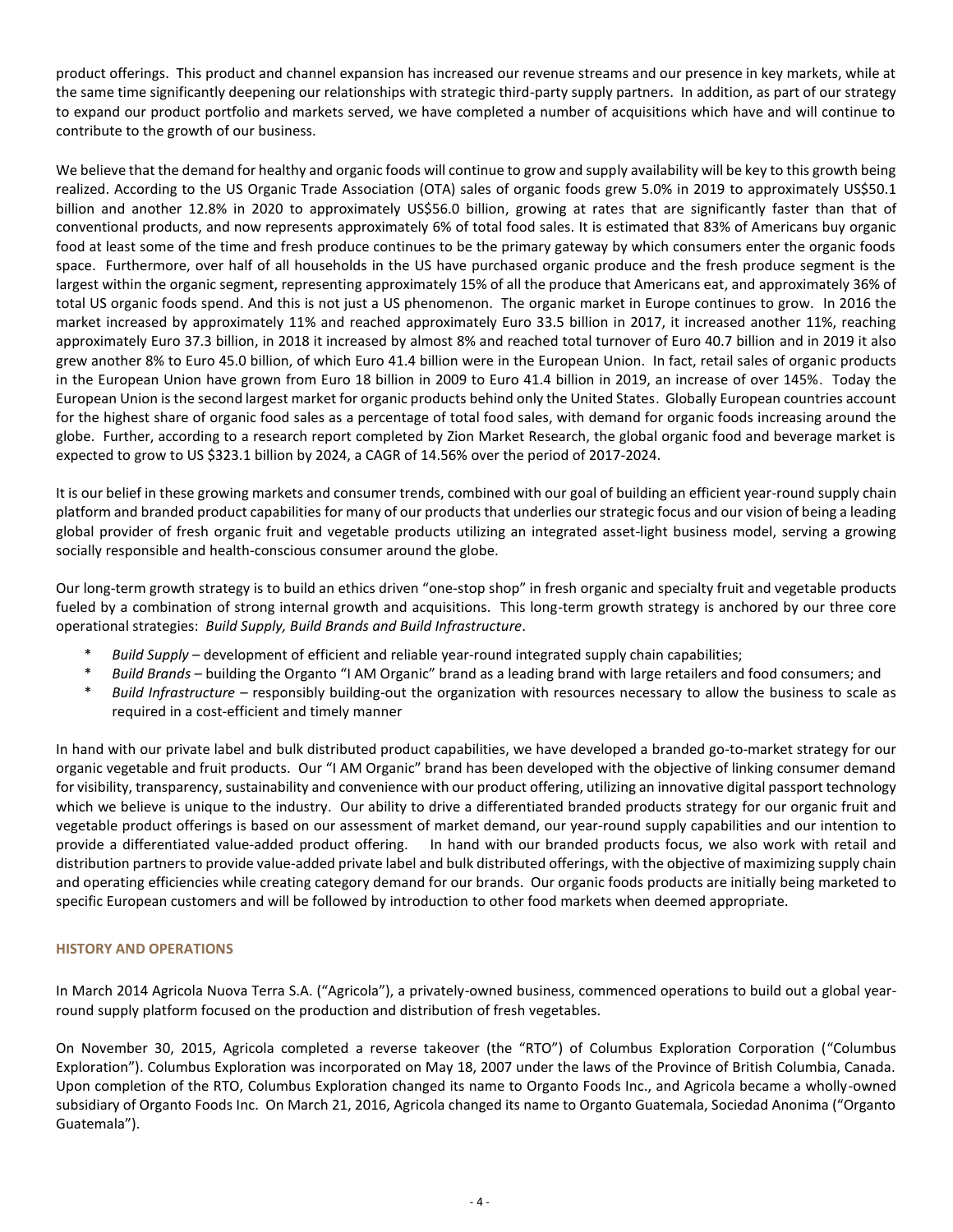product offerings. This product and channel expansion has increased our revenue streams and our presence in key markets, while at the same time significantly deepening our relationships with strategic third-party supply partners. In addition, as part of our strategy to expand our product portfolio and markets served, we have completed a number of acquisitions which have and will continue to contribute to the growth of our business.

We believe that the demand for healthy and organic foods will continue to grow and supply availability will be key to this growth being realized. According to the US Organic Trade Association (OTA) sales of organic foods grew 5.0% in 2019 to approximately US$50.1 billion and another 12.8% in 2020 to approximately US$56.0 billion, growing at rates that are significantly faster than that of conventional products, and now represents approximately 6% of total food sales. It is estimated that 83% of Americans buy organic food at least some of the time and fresh produce continues to be the primary gateway by which consumers enter the organic foods space. Furthermore, over half of all households in the US have purchased organic produce and the fresh produce segment is the largest within the organic segment, representing approximately 15% of all the produce that Americans eat, and approximately 36% of total US organic foods spend. And this is not just a US phenomenon. The organic market in Europe continues to grow. In 2016 the market increased by approximately 11% and reached approximately Euro 33.5 billion in 2017, it increased another 11%, reaching approximately Euro 37.3 billion, in 2018 it increased by almost 8% and reached total turnover of Euro 40.7 billion and in 2019 it also grew another 8% to Euro 45.0 billion, of which Euro 41.4 billion were in the European Union. In fact, retail sales of organic products in the European Union have grown from Euro 18 billion in 2009 to Euro 41.4 billion in 2019, an increase of over 145%. Today the European Union is the second largest market for organic products behind only the United States. Globally European countries account for the highest share of organic food sales as a percentage of total food sales, with demand for organic foods increasing around the globe. Further, according to a research report completed by Zion Market Research, the global organic food and beverage market is expected to grow to US $323.1 billion by 2024, a CAGR of 14.56% over the period of 2017-2024.

It is our belief in these growing markets and consumer trends, combined with our goal of building an efficient year-round supply chain platform and branded product capabilities for many of our products that underlies our strategic focus and our vision of being a leading global provider of fresh organic fruit and vegetable products utilizing an integrated asset-light business model, serving a growing socially responsible and health-conscious consumer around the globe.

Our long-term growth strategy is to build an ethics driven "one-stop shop" in fresh organic and specialty fruit and vegetable products fueled by a combination of strong internal growth and acquisitions. This long-term growth strategy is anchored by our three core operational strategies: *Build Supply, Build Brands and Build Infrastructure*.

* *Build Supply* – development of efficient and reliable year-round integrated supply chain capabilities;
* *Build Brands* – building the Organto "I AM Organic" brand as a leading brand with large retailers and food consumers; and
* *Build Infrastructure* – responsibly building-out the organization with resources necessary to allow the business to scale as required in a cost-efficient and timely manner

In hand with our private label and bulk distributed product capabilities, we have developed a branded go-to-market strategy for our organic vegetable and fruit products. Our "I AM Organic" brand has been developed with the objective of linking consumer demand for visibility, transparency, sustainability and convenience with our product offering, utilizing an innovative digital passport technology which we believe is unique to the industry. Our ability to drive a differentiated branded products strategy for our organic fruit and vegetable product offerings is based on our assessment of market demand, our year-round supply capabilities and our intention to provide a differentiated value-added product offering. In hand with our branded products focus, we also work with retail and distribution partners to provide value-added private label and bulk distributed offerings, with the objective of maximizing supply chain and operating efficiencies while creating category demand for our brands. Our organic foods products are initially being marketed to specific European customers and will be followed by introduction to other food markets when deemed appropriate.

## HISTORY AND OPERATIONS

In March 2014 Agricola Nuova Terra S.A. ("Agricola"), a privately-owned business, commenced operations to build out a global year-round supply platform focused on the production and distribution of fresh vegetables.

On November 30, 2015, Agricola completed a reverse takeover (the "RTO") of Columbus Exploration Corporation ("Columbus Exploration"). Columbus Exploration was incorporated on May 18, 2007 under the laws of the Province of British Columbia, Canada. Upon completion of the RTO, Columbus Exploration changed its name to Organto Foods Inc., and Agricola became a wholly-owned subsidiary of Organto Foods Inc. On March 21, 2016, Agricola changed its name to Organto Guatemala, Sociedad Anonima ("Organto Guatemala").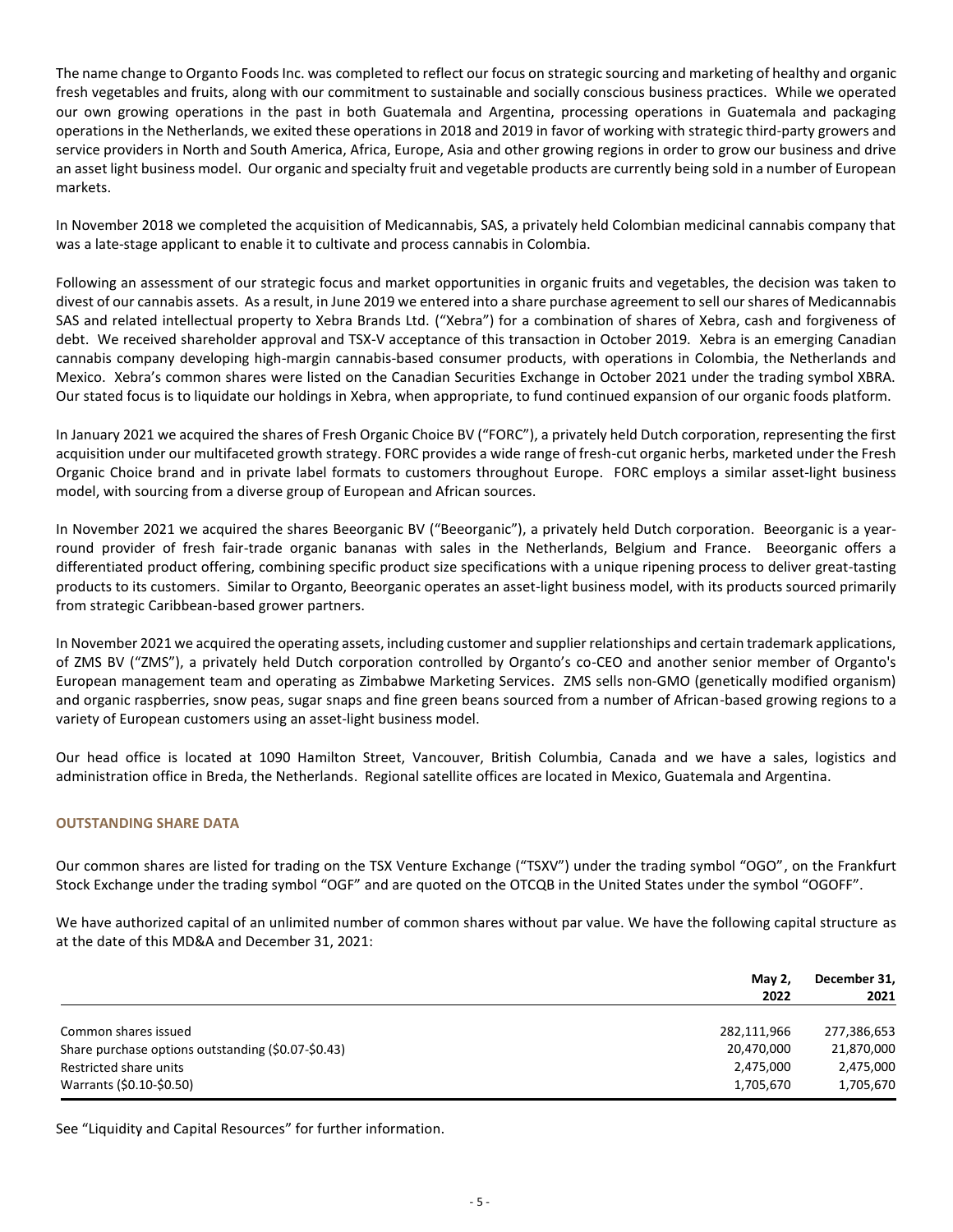The name change to Organto Foods Inc. was completed to reflect our focus on strategic sourcing and marketing of healthy and organic fresh vegetables and fruits, along with our commitment to sustainable and socially conscious business practices. While we operated our own growing operations in the past in both Guatemala and Argentina, processing operations in Guatemala and packaging operations in the Netherlands, we exited these operations in 2018 and 2019 in favor of working with strategic third-party growers and service providers in North and South America, Africa, Europe, Asia and other growing regions in order to grow our business and drive an asset light business model. Our organic and specialty fruit and vegetable products are currently being sold in a number of European markets.

In November 2018 we completed the acquisition of Medicannabis, SAS, a privately held Colombian medicinal cannabis company that was a late-stage applicant to enable it to cultivate and process cannabis in Colombia.

Following an assessment of our strategic focus and market opportunities in organic fruits and vegetables, the decision was taken to divest of our cannabis assets. As a result, in June 2019 we entered into a share purchase agreement to sell our shares of Medicannabis SAS and related intellectual property to Xebra Brands Ltd. ("Xebra") for a combination of shares of Xebra, cash and forgiveness of debt. We received shareholder approval and TSX-V acceptance of this transaction in October 2019. Xebra is an emerging Canadian cannabis company developing high-margin cannabis-based consumer products, with operations in Colombia, the Netherlands and Mexico. Xebra's common shares were listed on the Canadian Securities Exchange in October 2021 under the trading symbol XBRA. Our stated focus is to liquidate our holdings in Xebra, when appropriate, to fund continued expansion of our organic foods platform.

In January 2021 we acquired the shares of Fresh Organic Choice BV ("FORC"), a privately held Dutch corporation, representing the first acquisition under our multifaceted growth strategy. FORC provides a wide range of fresh-cut organic herbs, marketed under the Fresh Organic Choice brand and in private label formats to customers throughout Europe. FORC employs a similar asset-light business model, with sourcing from a diverse group of European and African sources.

In November 2021 we acquired the shares Beeorganic BV ("Beeorganic"), a privately held Dutch corporation. Beeorganic is a year-round provider of fresh fair-trade organic bananas with sales in the Netherlands, Belgium and France. Beeorganic offers a differentiated product offering, combining specific product size specifications with a unique ripening process to deliver great-tasting products to its customers. Similar to Organto, Beeorganic operates an asset-light business model, with its products sourced primarily from strategic Caribbean-based grower partners.

In November 2021 we acquired the operating assets, including customer and supplier relationships and certain trademark applications, of ZMS BV ("ZMS"), a privately held Dutch corporation controlled by Organto's co-CEO and another senior member of Organto's European management team and operating as Zimbabwe Marketing Services. ZMS sells non-GMO (genetically modified organism) and organic raspberries, snow peas, sugar snaps and fine green beans sourced from a number of African-based growing regions to a variety of European customers using an asset-light business model.

Our head office is located at 1090 Hamilton Street, Vancouver, British Columbia, Canada and we have a sales, logistics and administration office in Breda, the Netherlands. Regional satellite offices are located in Mexico, Guatemala and Argentina.

## OUTSTANDING SHARE DATA

Our common shares are listed for trading on the TSX Venture Exchange ("TSXV") under the trading symbol "OGO", on the Frankfurt Stock Exchange under the trading symbol "OGF" and are quoted on the OTCQB in the United States under the symbol "OGOFF".

We have authorized capital of an unlimited number of common shares without par value. We have the following capital structure as at the date of this MD&A and December 31, 2021:

| | May 2, 2022 | December 31, 2021 |
|---|---|---|
| Common shares issued | 282,111,966 | 277,386,653 |
| Share purchase options outstanding ($0.07-$0.43) | 20,470,000 | 21,870,000 |
| Restricted share units | 2,475,000 | 2,475,000 |
| Warrants ($0.10-$0.50) | 1,705,670 | 1,705,670 |

See "Liquidity and Capital Resources" for further information.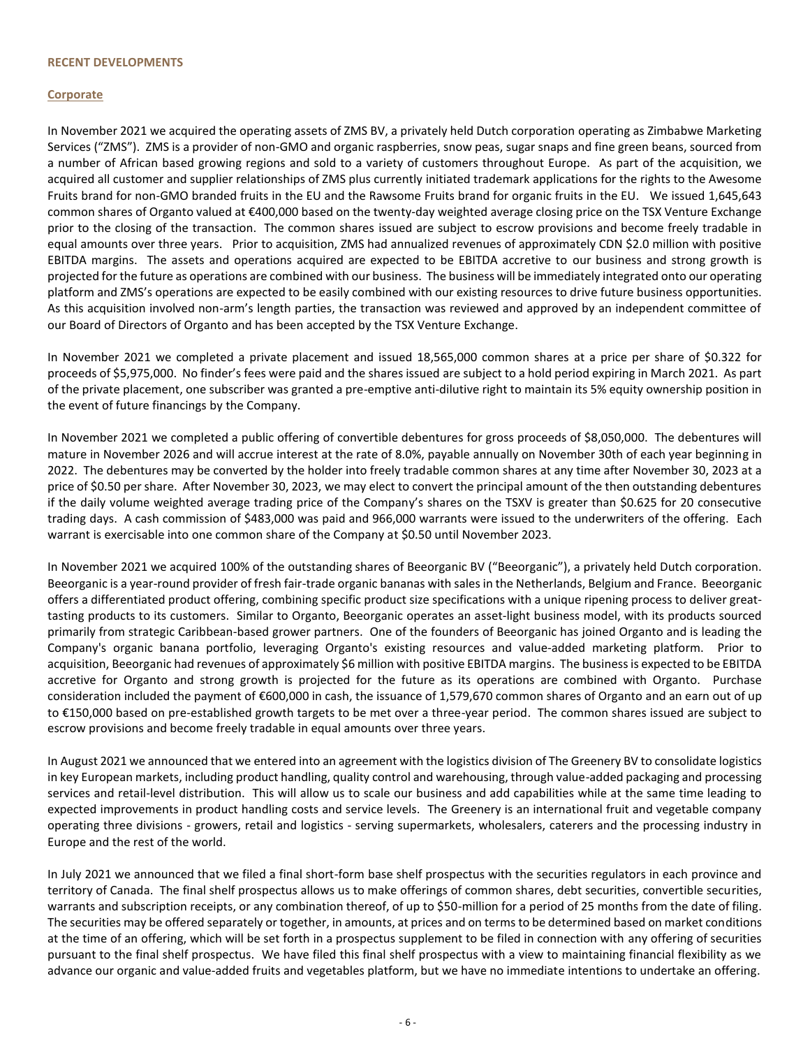## RECENT DEVELOPMENTS

### Corporate

In November 2021 we acquired the operating assets of ZMS BV, a privately held Dutch corporation operating as Zimbabwe Marketing Services ("ZMS"). ZMS is a provider of non-GMO and organic raspberries, snow peas, sugar snaps and fine green beans, sourced from a number of African based growing regions and sold to a variety of customers throughout Europe. As part of the acquisition, we acquired all customer and supplier relationships of ZMS plus currently initiated trademark applications for the rights to the Awesome Fruits brand for non-GMO branded fruits in the EU and the Rawsome Fruits brand for organic fruits in the EU. We issued 1,645,643 common shares of Organto valued at €400,000 based on the twenty-day weighted average closing price on the TSX Venture Exchange prior to the closing of the transaction. The common shares issued are subject to escrow provisions and become freely tradable in equal amounts over three years. Prior to acquisition, ZMS had annualized revenues of approximately CDN $2.0 million with positive EBITDA margins. The assets and operations acquired are expected to be EBITDA accretive to our business and strong growth is projected for the future as operations are combined with our business. The business will be immediately integrated onto our operating platform and ZMS's operations are expected to be easily combined with our existing resources to drive future business opportunities. As this acquisition involved non-arm's length parties, the transaction was reviewed and approved by an independent committee of our Board of Directors of Organto and has been accepted by the TSX Venture Exchange.

In November 2021 we completed a private placement and issued 18,565,000 common shares at a price per share of $0.322 for proceeds of $5,975,000. No finder's fees were paid and the shares issued are subject to a hold period expiring in March 2021. As part of the private placement, one subscriber was granted a pre-emptive anti-dilutive right to maintain its 5% equity ownership position in the event of future financings by the Company.

In November 2021 we completed a public offering of convertible debentures for gross proceeds of $8,050,000. The debentures will mature in November 2026 and will accrue interest at the rate of 8.0%, payable annually on November 30th of each year beginning in 2022. The debentures may be converted by the holder into freely tradable common shares at any time after November 30, 2023 at a price of $0.50 per share. After November 30, 2023, we may elect to convert the principal amount of the then outstanding debentures if the daily volume weighted average trading price of the Company's shares on the TSXV is greater than $0.625 for 20 consecutive trading days. A cash commission of $483,000 was paid and 966,000 warrants were issued to the underwriters of the offering. Each warrant is exercisable into one common share of the Company at $0.50 until November 2023.

In November 2021 we acquired 100% of the outstanding shares of Beeorganic BV ("Beeorganic"), a privately held Dutch corporation. Beeorganic is a year-round provider of fresh fair-trade organic bananas with sales in the Netherlands, Belgium and France. Beeorganic offers a differentiated product offering, combining specific product size specifications with a unique ripening process to deliver great-tasting products to its customers. Similar to Organto, Beeorganic operates an asset-light business model, with its products sourced primarily from strategic Caribbean-based grower partners. One of the founders of Beeorganic has joined Organto and is leading the Company's organic banana portfolio, leveraging Organto's existing resources and value-added marketing platform. Prior to acquisition, Beeorganic had revenues of approximately $6 million with positive EBITDA margins. The business is expected to be EBITDA accretive for Organto and strong growth is projected for the future as its operations are combined with Organto. Purchase consideration included the payment of €600,000 in cash, the issuance of 1,579,670 common shares of Organto and an earn out of up to €150,000 based on pre-established growth targets to be met over a three-year period. The common shares issued are subject to escrow provisions and become freely tradable in equal amounts over three years.

In August 2021 we announced that we entered into an agreement with the logistics division of The Greenery BV to consolidate logistics in key European markets, including product handling, quality control and warehousing, through value-added packaging and processing services and retail-level distribution. This will allow us to scale our business and add capabilities while at the same time leading to expected improvements in product handling costs and service levels. The Greenery is an international fruit and vegetable company operating three divisions - growers, retail and logistics - serving supermarkets, wholesalers, caterers and the processing industry in Europe and the rest of the world.

In July 2021 we announced that we filed a final short-form base shelf prospectus with the securities regulators in each province and territory of Canada. The final shelf prospectus allows us to make offerings of common shares, debt securities, convertible securities, warrants and subscription receipts, or any combination thereof, of up to $50-million for a period of 25 months from the date of filing. The securities may be offered separately or together, in amounts, at prices and on terms to be determined based on market conditions at the time of an offering, which will be set forth in a prospectus supplement to be filed in connection with any offering of securities pursuant to the final shelf prospectus. We have filed this final shelf prospectus with a view to maintaining financial flexibility as we advance our organic and value-added fruits and vegetables platform, but we have no immediate intentions to undertake an offering.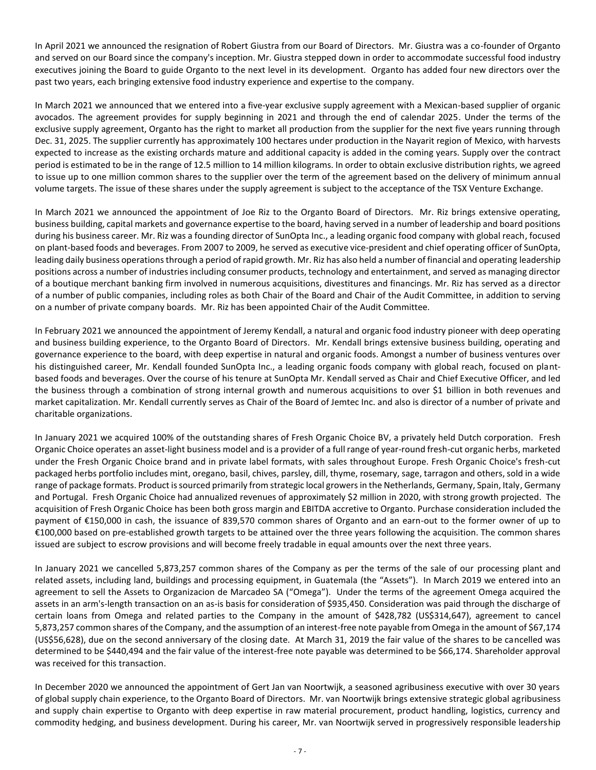In April 2021 we announced the resignation of Robert Giustra from our Board of Directors. Mr. Giustra was a co-founder of Organto and served on our Board since the company's inception. Mr. Giustra stepped down in order to accommodate successful food industry executives joining the Board to guide Organto to the next level in its development. Organto has added four new directors over the past two years, each bringing extensive food industry experience and expertise to the company.

In March 2021 we announced that we entered into a five-year exclusive supply agreement with a Mexican-based supplier of organic avocados. The agreement provides for supply beginning in 2021 and through the end of calendar 2025. Under the terms of the exclusive supply agreement, Organto has the right to market all production from the supplier for the next five years running through Dec. 31, 2025. The supplier currently has approximately 100 hectares under production in the Nayarit region of Mexico, with harvests expected to increase as the existing orchards mature and additional capacity is added in the coming years. Supply over the contract period is estimated to be in the range of 12.5 million to 14 million kilograms. In order to obtain exclusive distribution rights, we agreed to issue up to one million common shares to the supplier over the term of the agreement based on the delivery of minimum annual volume targets. The issue of these shares under the supply agreement is subject to the acceptance of the TSX Venture Exchange.

In March 2021 we announced the appointment of Joe Riz to the Organto Board of Directors. Mr. Riz brings extensive operating, business building, capital markets and governance expertise to the board, having served in a number of leadership and board positions during his business career. Mr. Riz was a founding director of SunOpta Inc., a leading organic food company with global reach, focused on plant-based foods and beverages. From 2007 to 2009, he served as executive vice-president and chief operating officer of SunOpta, leading daily business operations through a period of rapid growth. Mr. Riz has also held a number of financial and operating leadership positions across a number of industries including consumer products, technology and entertainment, and served as managing director of a boutique merchant banking firm involved in numerous acquisitions, divestitures and financings. Mr. Riz has served as a director of a number of public companies, including roles as both Chair of the Board and Chair of the Audit Committee, in addition to serving on a number of private company boards. Mr. Riz has been appointed Chair of the Audit Committee.

In February 2021 we announced the appointment of Jeremy Kendall, a natural and organic food industry pioneer with deep operating and business building experience, to the Organto Board of Directors. Mr. Kendall brings extensive business building, operating and governance experience to the board, with deep expertise in natural and organic foods. Amongst a number of business ventures over his distinguished career, Mr. Kendall founded SunOpta Inc., a leading organic foods company with global reach, focused on plant-based foods and beverages. Over the course of his tenure at SunOpta Mr. Kendall served as Chair and Chief Executive Officer, and led the business through a combination of strong internal growth and numerous acquisitions to over $1 billion in both revenues and market capitalization. Mr. Kendall currently serves as Chair of the Board of Jemtec Inc. and also is director of a number of private and charitable organizations.

In January 2021 we acquired 100% of the outstanding shares of Fresh Organic Choice BV, a privately held Dutch corporation. Fresh Organic Choice operates an asset-light business model and is a provider of a full range of year-round fresh-cut organic herbs, marketed under the Fresh Organic Choice brand and in private label formats, with sales throughout Europe. Fresh Organic Choice's fresh-cut packaged herbs portfolio includes mint, oregano, basil, chives, parsley, dill, thyme, rosemary, sage, tarragon and others, sold in a wide range of package formats. Product is sourced primarily from strategic local growers in the Netherlands, Germany, Spain, Italy, Germany and Portugal. Fresh Organic Choice had annualized revenues of approximately $2 million in 2020, with strong growth projected. The acquisition of Fresh Organic Choice has been both gross margin and EBITDA accretive to Organto. Purchase consideration included the payment of €150,000 in cash, the issuance of 839,570 common shares of Organto and an earn-out to the former owner of up to €100,000 based on pre-established growth targets to be attained over the three years following the acquisition. The common shares issued are subject to escrow provisions and will become freely tradable in equal amounts over the next three years.

In January 2021 we cancelled 5,873,257 common shares of the Company as per the terms of the sale of our processing plant and related assets, including land, buildings and processing equipment, in Guatemala (the "Assets"). In March 2019 we entered into an agreement to sell the Assets to Organizacion de Marcadeo SA ("Omega"). Under the terms of the agreement Omega acquired the assets in an arm's-length transaction on an as-is basis for consideration of $935,450. Consideration was paid through the discharge of certain loans from Omega and related parties to the Company in the amount of $428,782 (US$314,647), agreement to cancel 5,873,257 common shares of the Company, and the assumption of an interest-free note payable from Omega in the amount of $67,174 (US$56,628), due on the second anniversary of the closing date. At March 31, 2019 the fair value of the shares to be cancelled was determined to be $440,494 and the fair value of the interest-free note payable was determined to be $66,174. Shareholder approval was received for this transaction.

In December 2020 we announced the appointment of Gert Jan van Noortwijk, a seasoned agribusiness executive with over 30 years of global supply chain experience, to the Organto Board of Directors. Mr. van Noortwijk brings extensive strategic global agribusiness and supply chain expertise to Organto with deep expertise in raw material procurement, product handling, logistics, currency and commodity hedging, and business development. During his career, Mr. van Noortwijk served in progressively responsible leadership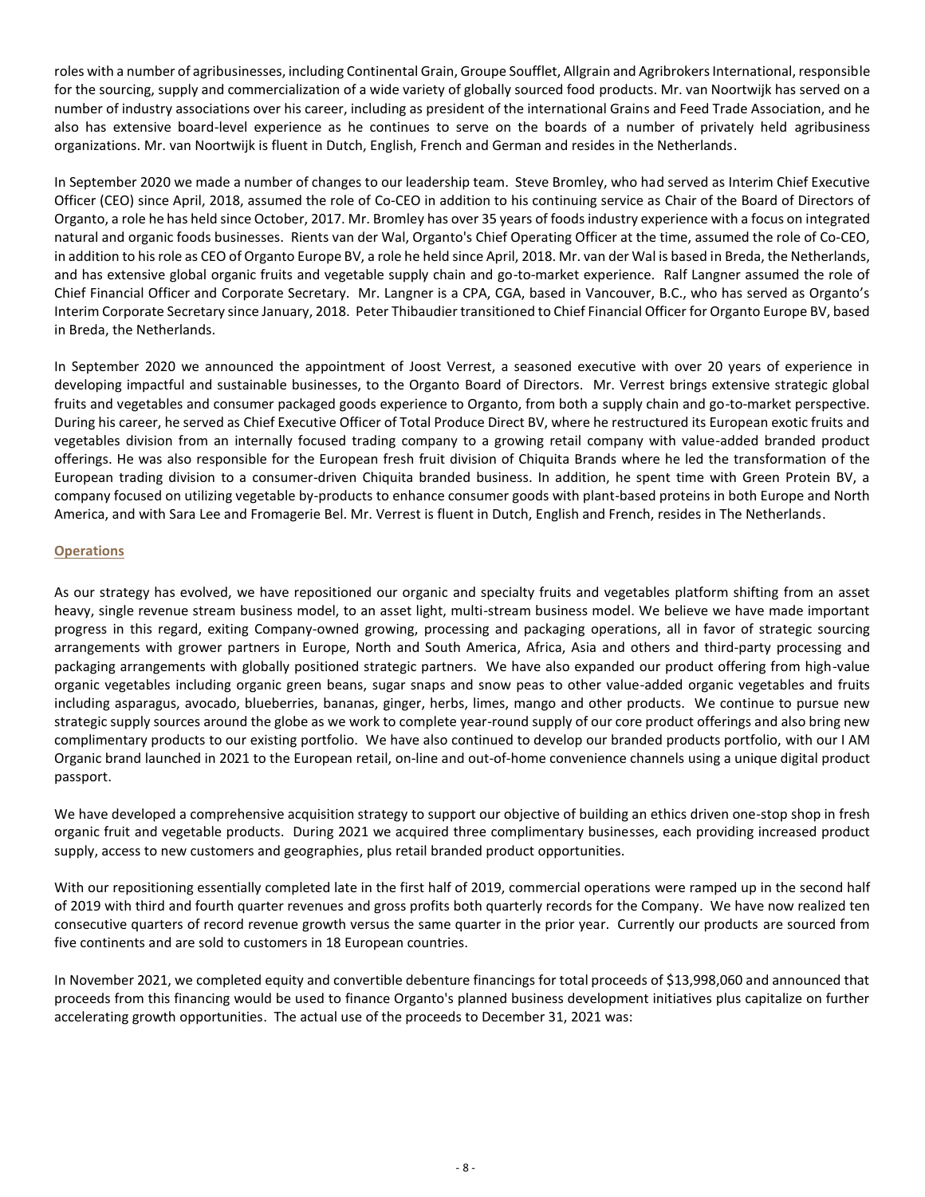roles with a number of agribusinesses, including Continental Grain, Groupe Soufflet, Allgrain and Agribrokers International, responsible for the sourcing, supply and commercialization of a wide variety of globally sourced food products. Mr. van Noortwijk has served on a number of industry associations over his career, including as president of the international Grains and Feed Trade Association, and he also has extensive board-level experience as he continues to serve on the boards of a number of privately held agribusiness organizations. Mr. van Noortwijk is fluent in Dutch, English, French and German and resides in the Netherlands.

In September 2020 we made a number of changes to our leadership team. Steve Bromley, who had served as Interim Chief Executive Officer (CEO) since April, 2018, assumed the role of Co-CEO in addition to his continuing service as Chair of the Board of Directors of Organto, a role he has held since October, 2017. Mr. Bromley has over 35 years of foods industry experience with a focus on integrated natural and organic foods businesses. Rients van der Wal, Organto's Chief Operating Officer at the time, assumed the role of Co-CEO, in addition to his role as CEO of Organto Europe BV, a role he held since April, 2018. Mr. van der Wal is based in Breda, the Netherlands, and has extensive global organic fruits and vegetable supply chain and go-to-market experience. Ralf Langner assumed the role of Chief Financial Officer and Corporate Secretary. Mr. Langner is a CPA, CGA, based in Vancouver, B.C., who has served as Organto's Interim Corporate Secretary since January, 2018. Peter Thibaudier transitioned to Chief Financial Officer for Organto Europe BV, based in Breda, the Netherlands.

In September 2020 we announced the appointment of Joost Verrest, a seasoned executive with over 20 years of experience in developing impactful and sustainable businesses, to the Organto Board of Directors. Mr. Verrest brings extensive strategic global fruits and vegetables and consumer packaged goods experience to Organto, from both a supply chain and go-to-market perspective. During his career, he served as Chief Executive Officer of Total Produce Direct BV, where he restructured its European exotic fruits and vegetables division from an internally focused trading company to a growing retail company with value-added branded product offerings. He was also responsible for the European fresh fruit division of Chiquita Brands where he led the transformation of the European trading division to a consumer-driven Chiquita branded business. In addition, he spent time with Green Protein BV, a company focused on utilizing vegetable by-products to enhance consumer goods with plant-based proteins in both Europe and North America, and with Sara Lee and Fromagerie Bel. Mr. Verrest is fluent in Dutch, English and French, resides in The Netherlands.

## Operations

As our strategy has evolved, we have repositioned our organic and specialty fruits and vegetables platform shifting from an asset heavy, single revenue stream business model, to an asset light, multi-stream business model. We believe we have made important progress in this regard, exiting Company-owned growing, processing and packaging operations, all in favor of strategic sourcing arrangements with grower partners in Europe, North and South America, Africa, Asia and others and third-party processing and packaging arrangements with globally positioned strategic partners. We have also expanded our product offering from high-value organic vegetables including organic green beans, sugar snaps and snow peas to other value-added organic vegetables and fruits including asparagus, avocado, blueberries, bananas, ginger, herbs, limes, mango and other products. We continue to pursue new strategic supply sources around the globe as we work to complete year-round supply of our core product offerings and also bring new complimentary products to our existing portfolio. We have also continued to develop our branded products portfolio, with our I AM Organic brand launched in 2021 to the European retail, on-line and out-of-home convenience channels using a unique digital product passport.

We have developed a comprehensive acquisition strategy to support our objective of building an ethics driven one-stop shop in fresh organic fruit and vegetable products. During 2021 we acquired three complimentary businesses, each providing increased product supply, access to new customers and geographies, plus retail branded product opportunities.

With our repositioning essentially completed late in the first half of 2019, commercial operations were ramped up in the second half of 2019 with third and fourth quarter revenues and gross profits both quarterly records for the Company. We have now realized ten consecutive quarters of record revenue growth versus the same quarter in the prior year. Currently our products are sourced from five continents and are sold to customers in 18 European countries.

In November 2021, we completed equity and convertible debenture financings for total proceeds of $13,998,060 and announced that proceeds from this financing would be used to finance Organto's planned business development initiatives plus capitalize on further accelerating growth opportunities. The actual use of the proceeds to December 31, 2021 was: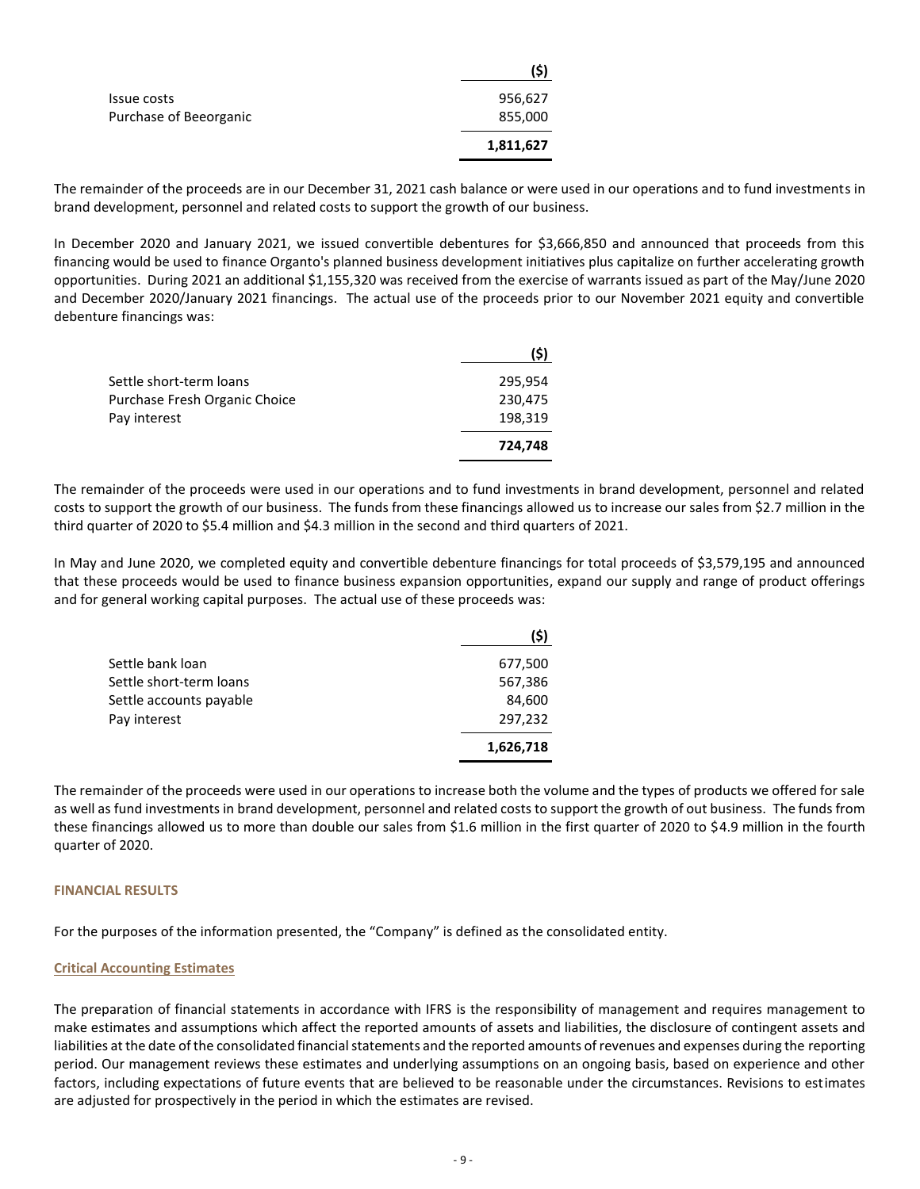| | ($) |
|---|---:|
| Issue costs | 956,627 |
| Purchase of Beeorganic | 855,000 |
| | **1,811,627** |

The remainder of the proceeds are in our December 31, 2021 cash balance or were used in our operations and to fund investments in brand development, personnel and related costs to support the growth of our business.

In December 2020 and January 2021, we issued convertible debentures for $3,666,850 and announced that proceeds from this financing would be used to finance Organto's planned business development initiatives plus capitalize on further accelerating growth opportunities. During 2021 an additional $1,155,320 was received from the exercise of warrants issued as part of the May/June 2020 and December 2020/January 2021 financings. The actual use of the proceeds prior to our November 2021 equity and convertible debenture financings was:

| | ($) |
|---|---:|
| Settle short-term loans | 295,954 |
| Purchase Fresh Organic Choice | 230,475 |
| Pay interest | 198,319 |
| | **724,748** |

The remainder of the proceeds were used in our operations and to fund investments in brand development, personnel and related costs to support the growth of our business. The funds from these financings allowed us to increase our sales from $2.7 million in the third quarter of 2020 to $5.4 million and $4.3 million in the second and third quarters of 2021.

In May and June 2020, we completed equity and convertible debenture financings for total proceeds of $3,579,195 and announced that these proceeds would be used to finance business expansion opportunities, expand our supply and range of product offerings and for general working capital purposes. The actual use of these proceeds was:

| | ($) |
|---|---:|
| Settle bank loan | 677,500 |
| Settle short-term loans | 567,386 |
| Settle accounts payable | 84,600 |
| Pay interest | 297,232 |
| | **1,626,718** |

The remainder of the proceeds were used in our operations to increase both the volume and the types of products we offered for sale as well as fund investments in brand development, personnel and related costs to support the growth of out business. The funds from these financings allowed us to more than double our sales from $1.6 million in the first quarter of 2020 to $4.9 million in the fourth quarter of 2020.

## FINANCIAL RESULTS

For the purposes of the information presented, the "Company" is defined as the consolidated entity.

### Critical Accounting Estimates

The preparation of financial statements in accordance with IFRS is the responsibility of management and requires management to make estimates and assumptions which affect the reported amounts of assets and liabilities, the disclosure of contingent assets and liabilities at the date of the consolidated financial statements and the reported amounts of revenues and expenses during the reporting period. Our management reviews these estimates and underlying assumptions on an ongoing basis, based on experience and other factors, including expectations of future events that are believed to be reasonable under the circumstances. Revisions to estimates are adjusted for prospectively in the period in which the estimates are revised.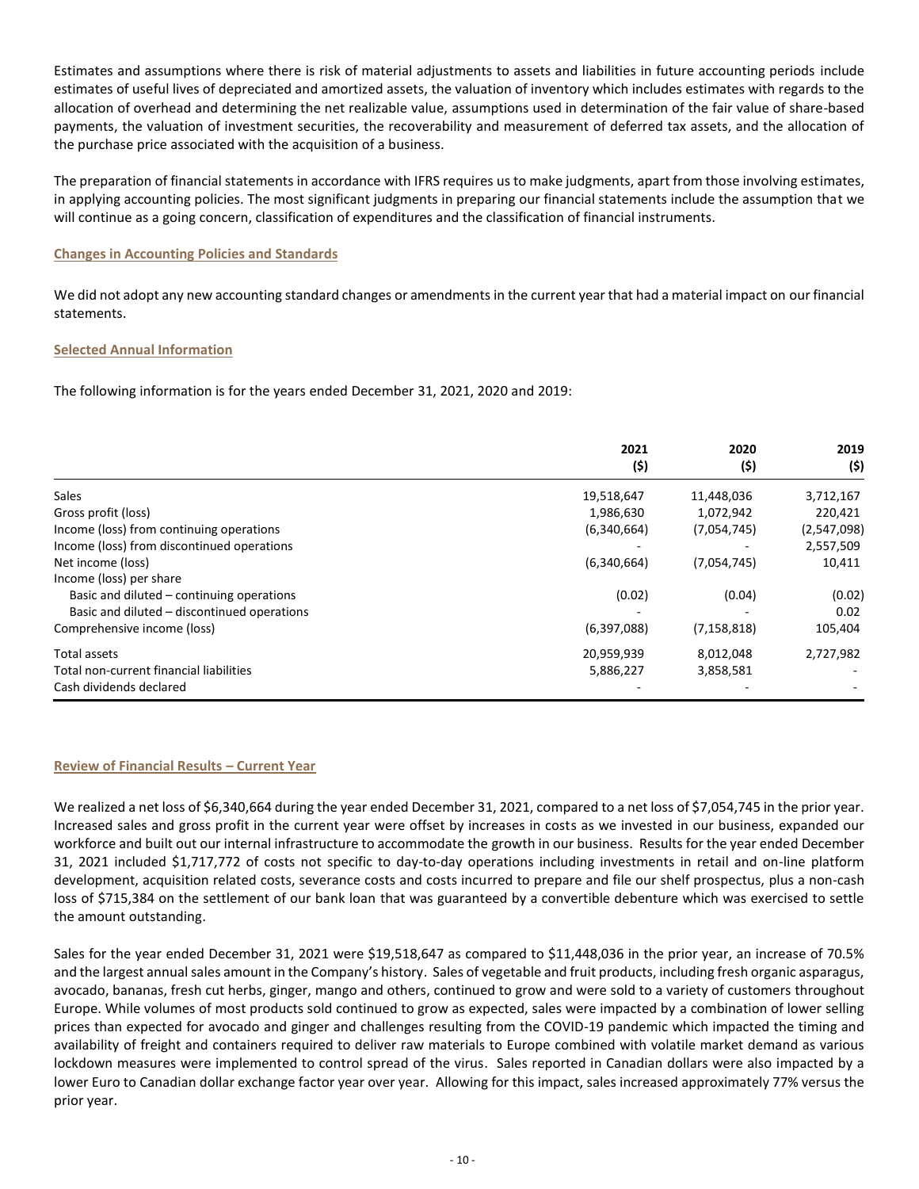Estimates and assumptions where there is risk of material adjustments to assets and liabilities in future accounting periods include estimates of useful lives of depreciated and amortized assets, the valuation of inventory which includes estimates with regards to the allocation of overhead and determining the net realizable value, assumptions used in determination of the fair value of share-based payments, the valuation of investment securities, the recoverability and measurement of deferred tax assets, and the allocation of the purchase price associated with the acquisition of a business.

The preparation of financial statements in accordance with IFRS requires us to make judgments, apart from those involving estimates, in applying accounting policies. The most significant judgments in preparing our financial statements include the assumption that we will continue as a going concern, classification of expenditures and the classification of financial instruments.

## Changes in Accounting Policies and Standards

We did not adopt any new accounting standard changes or amendments in the current year that had a material impact on our financial statements.

## Selected Annual Information

The following information is for the years ended December 31, 2021, 2020 and 2019:

| | 2021 ($) | 2020 ($) | 2019 ($) |
|---|---|---|---|
| Sales | 19,518,647 | 11,448,036 | 3,712,167 |
| Gross profit (loss) | 1,986,630 | 1,072,942 | 220,421 |
| Income (loss) from continuing operations | (6,340,664) | (7,054,745) | (2,547,098) |
| Income (loss) from discontinued operations | - | - | 2,557,509 |
| Net income (loss) | (6,340,664) | (7,054,745) | 10,411 |
| Income (loss) per share | | | |
| Basic and diluted – continuing operations | (0.02) | (0.04) | (0.02) |
| Basic and diluted – discontinued operations | - | - | 0.02 |
| Comprehensive income (loss) | (6,397,088) | (7,158,818) | 105,404 |
| Total assets | 20,959,939 | 8,012,048 | 2,727,982 |
| Total non-current financial liabilities | 5,886,227 | 3,858,581 | - |
| Cash dividends declared | - | - | - |

## Review of Financial Results – Current Year

We realized a net loss of $6,340,664 during the year ended December 31, 2021, compared to a net loss of $7,054,745 in the prior year. Increased sales and gross profit in the current year were offset by increases in costs as we invested in our business, expanded our workforce and built out our internal infrastructure to accommodate the growth in our business. Results for the year ended December 31, 2021 included $1,717,772 of costs not specific to day-to-day operations including investments in retail and on-line platform development, acquisition related costs, severance costs and costs incurred to prepare and file our shelf prospectus, plus a non-cash loss of $715,384 on the settlement of our bank loan that was guaranteed by a convertible debenture which was exercised to settle the amount outstanding.

Sales for the year ended December 31, 2021 were $19,518,647 as compared to $11,448,036 in the prior year, an increase of 70.5% and the largest annual sales amount in the Company's history. Sales of vegetable and fruit products, including fresh organic asparagus, avocado, bananas, fresh cut herbs, ginger, mango and others, continued to grow and were sold to a variety of customers throughout Europe. While volumes of most products sold continued to grow as expected, sales were impacted by a combination of lower selling prices than expected for avocado and ginger and challenges resulting from the COVID-19 pandemic which impacted the timing and availability of freight and containers required to deliver raw materials to Europe combined with volatile market demand as various lockdown measures were implemented to control spread of the virus. Sales reported in Canadian dollars were also impacted by a lower Euro to Canadian dollar exchange factor year over year. Allowing for this impact, sales increased approximately 77% versus the prior year.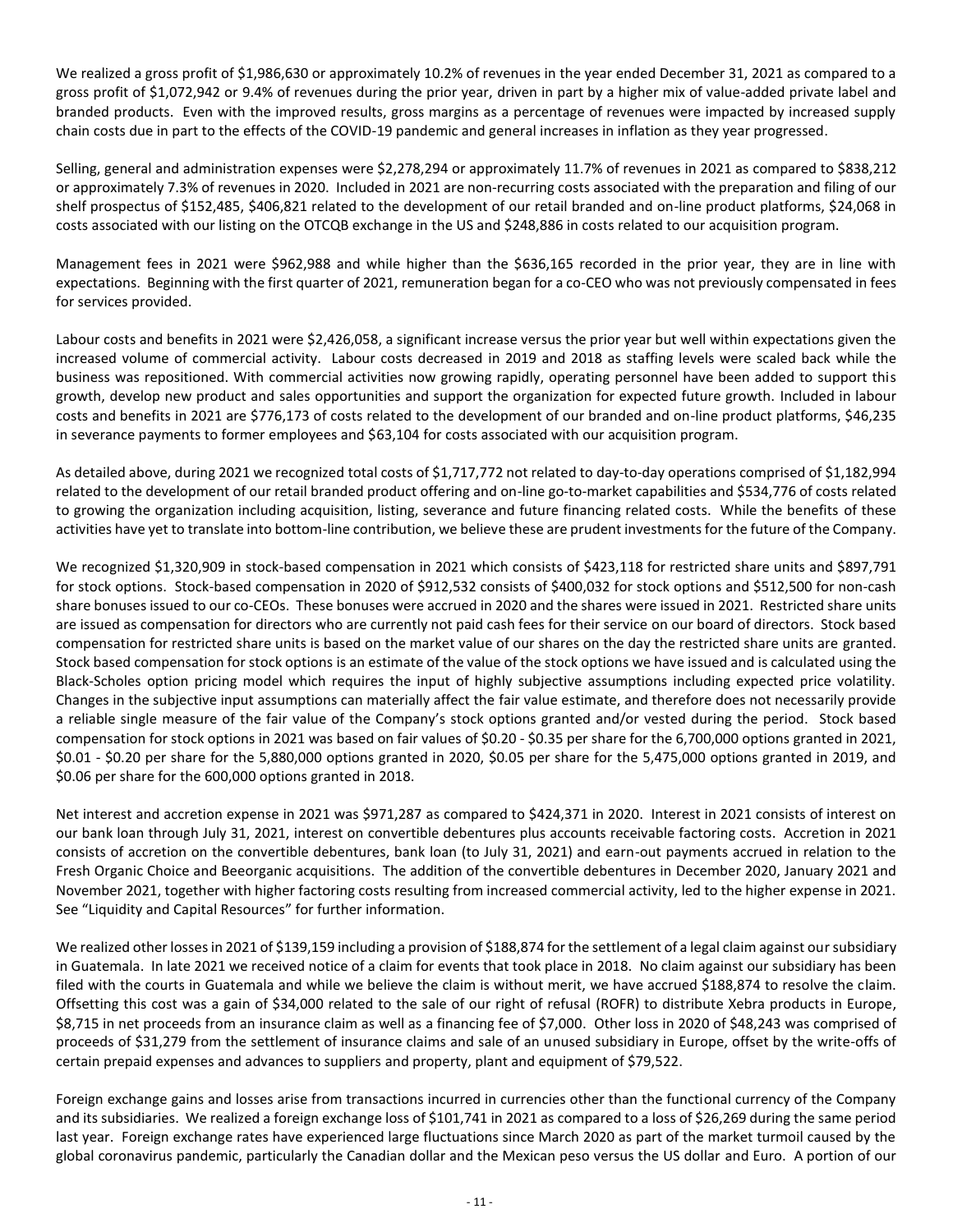We realized a gross profit of $1,986,630 or approximately 10.2% of revenues in the year ended December 31, 2021 as compared to a gross profit of $1,072,942 or 9.4% of revenues during the prior year, driven in part by a higher mix of value-added private label and branded products. Even with the improved results, gross margins as a percentage of revenues were impacted by increased supply chain costs due in part to the effects of the COVID-19 pandemic and general increases in inflation as they year progressed.

Selling, general and administration expenses were $2,278,294 or approximately 11.7% of revenues in 2021 as compared to $838,212 or approximately 7.3% of revenues in 2020. Included in 2021 are non-recurring costs associated with the preparation and filing of our shelf prospectus of $152,485, $406,821 related to the development of our retail branded and on-line product platforms, $24,068 in costs associated with our listing on the OTCQB exchange in the US and $248,886 in costs related to our acquisition program.

Management fees in 2021 were $962,988 and while higher than the $636,165 recorded in the prior year, they are in line with expectations. Beginning with the first quarter of 2021, remuneration began for a co-CEO who was not previously compensated in fees for services provided.

Labour costs and benefits in 2021 were $2,426,058, a significant increase versus the prior year but well within expectations given the increased volume of commercial activity. Labour costs decreased in 2019 and 2018 as staffing levels were scaled back while the business was repositioned. With commercial activities now growing rapidly, operating personnel have been added to support this growth, develop new product and sales opportunities and support the organization for expected future growth. Included in labour costs and benefits in 2021 are $776,173 of costs related to the development of our branded and on-line product platforms, $46,235 in severance payments to former employees and $63,104 for costs associated with our acquisition program.

As detailed above, during 2021 we recognized total costs of $1,717,772 not related to day-to-day operations comprised of $1,182,994 related to the development of our retail branded product offering and on-line go-to-market capabilities and $534,776 of costs related to growing the organization including acquisition, listing, severance and future financing related costs. While the benefits of these activities have yet to translate into bottom-line contribution, we believe these are prudent investments for the future of the Company.

We recognized $1,320,909 in stock-based compensation in 2021 which consists of $423,118 for restricted share units and $897,791 for stock options. Stock-based compensation in 2020 of $912,532 consists of $400,032 for stock options and $512,500 for non-cash share bonuses issued to our co-CEOs. These bonuses were accrued in 2020 and the shares were issued in 2021. Restricted share units are issued as compensation for directors who are currently not paid cash fees for their service on our board of directors. Stock based compensation for restricted share units is based on the market value of our shares on the day the restricted share units are granted. Stock based compensation for stock options is an estimate of the value of the stock options we have issued and is calculated using the Black-Scholes option pricing model which requires the input of highly subjective assumptions including expected price volatility. Changes in the subjective input assumptions can materially affect the fair value estimate, and therefore does not necessarily provide a reliable single measure of the fair value of the Company's stock options granted and/or vested during the period. Stock based compensation for stock options in 2021 was based on fair values of $0.20 - $0.35 per share for the 6,700,000 options granted in 2021, $0.01 - $0.20 per share for the 5,880,000 options granted in 2020, $0.05 per share for the 5,475,000 options granted in 2019, and $0.06 per share for the 600,000 options granted in 2018.

Net interest and accretion expense in 2021 was $971,287 as compared to $424,371 in 2020. Interest in 2021 consists of interest on our bank loan through July 31, 2021, interest on convertible debentures plus accounts receivable factoring costs. Accretion in 2021 consists of accretion on the convertible debentures, bank loan (to July 31, 2021) and earn-out payments accrued in relation to the Fresh Organic Choice and Beeorganic acquisitions. The addition of the convertible debentures in December 2020, January 2021 and November 2021, together with higher factoring costs resulting from increased commercial activity, led to the higher expense in 2021. See "Liquidity and Capital Resources" for further information.

We realized other losses in 2021 of $139,159 including a provision of $188,874 for the settlement of a legal claim against our subsidiary in Guatemala. In late 2021 we received notice of a claim for events that took place in 2018. No claim against our subsidiary has been filed with the courts in Guatemala and while we believe the claim is without merit, we have accrued $188,874 to resolve the claim. Offsetting this cost was a gain of $34,000 related to the sale of our right of refusal (ROFR) to distribute Xebra products in Europe, $8,715 in net proceeds from an insurance claim as well as a financing fee of $7,000. Other loss in 2020 of $48,243 was comprised of proceeds of $31,279 from the settlement of insurance claims and sale of an unused subsidiary in Europe, offset by the write-offs of certain prepaid expenses and advances to suppliers and property, plant and equipment of $79,522.

Foreign exchange gains and losses arise from transactions incurred in currencies other than the functional currency of the Company and its subsidiaries. We realized a foreign exchange loss of $101,741 in 2021 as compared to a loss of $26,269 during the same period last year. Foreign exchange rates have experienced large fluctuations since March 2020 as part of the market turmoil caused by the global coronavirus pandemic, particularly the Canadian dollar and the Mexican peso versus the US dollar and Euro. A portion of our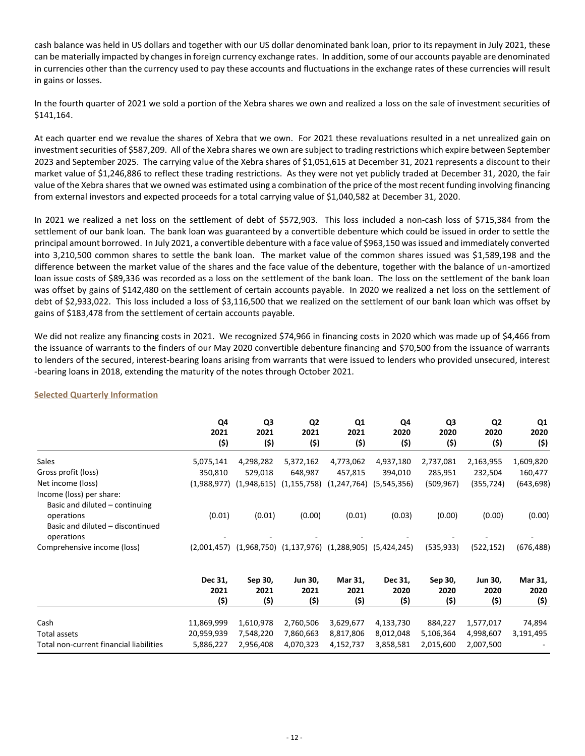cash balance was held in US dollars and together with our US dollar denominated bank loan, prior to its repayment in July 2021, these can be materially impacted by changes in foreign currency exchange rates. In addition, some of our accounts payable are denominated in currencies other than the currency used to pay these accounts and fluctuations in the exchange rates of these currencies will result in gains or losses.

In the fourth quarter of 2021 we sold a portion of the Xebra shares we own and realized a loss on the sale of investment securities of $141,164.

At each quarter end we revalue the shares of Xebra that we own. For 2021 these revaluations resulted in a net unrealized gain on investment securities of $587,209. All of the Xebra shares we own are subject to trading restrictions which expire between September 2023 and September 2025. The carrying value of the Xebra shares of $1,051,615 at December 31, 2021 represents a discount to their market value of $1,246,886 to reflect these trading restrictions. As they were not yet publicly traded at December 31, 2020, the fair value of the Xebra shares that we owned was estimated using a combination of the price of the most recent funding involving financing from external investors and expected proceeds for a total carrying value of $1,040,582 at December 31, 2020.

In 2021 we realized a net loss on the settlement of debt of $572,903. This loss included a non-cash loss of $715,384 from the settlement of our bank loan. The bank loan was guaranteed by a convertible debenture which could be issued in order to settle the principal amount borrowed. In July 2021, a convertible debenture with a face value of $963,150 was issued and immediately converted into 3,210,500 common shares to settle the bank loan. The market value of the common shares issued was $1,589,198 and the difference between the market value of the shares and the face value of the debenture, together with the balance of un-amortized loan issue costs of $89,336 was recorded as a loss on the settlement of the bank loan. The loss on the settlement of the bank loan was offset by gains of $142,480 on the settlement of certain accounts payable. In 2020 we realized a net loss on the settlement of debt of $2,933,022. This loss included a loss of $3,116,500 that we realized on the settlement of our bank loan which was offset by gains of $183,478 from the settlement of certain accounts payable.

We did not realize any financing costs in 2021. We recognized $74,966 in financing costs in 2020 which was made up of $4,466 from the issuance of warrants to the finders of our May 2020 convertible debenture financing and $70,500 from the issuance of warrants to lenders of the secured, interest-bearing loans arising from warrants that were issued to lenders who provided unsecured, interest -bearing loans in 2018, extending the maturity of the notes through October 2021.

## Selected Quarterly Information

| | Q4 2021 ($) | Q3 2021 ($) | Q2 2021 ($) | Q1 2021 ($) | Q4 2020 ($) | Q3 2020 ($) | Q2 2020 ($) | Q1 2020 ($) |
|---|---|---|---|---|---|---|---|---|
| Sales | 5,075,141 | 4,298,282 | 5,372,162 | 4,773,062 | 4,937,180 | 2,737,081 | 2,163,955 | 1,609,820 |
| Gross profit (loss) | 350,810 | 529,018 | 648,987 | 457,815 | 394,010 | 285,951 | 232,504 | 160,477 |
| Net income (loss) | (1,988,977) | (1,948,615) | (1,155,758) | (1,247,764) | (5,545,356) | (509,967) | (355,724) | (643,698) |
| Income (loss) per share: | | | | | | | | |
| Basic and diluted – continuing operations | (0.01) | (0.01) | (0.00) | (0.01) | (0.03) | (0.00) | (0.00) | (0.00) |
| Basic and diluted – discontinued operations | - | - | - | - | - | - | - | - |
| Comprehensive income (loss) | (2,001,457) | (1,968,750) | (1,137,976) | (1,288,905) | (5,424,245) | (535,933) | (522,152) | (676,488) |

| | Dec 31, 2021 ($) | Sep 30, 2021 ($) | Jun 30, 2021 ($) | Mar 31, 2021 ($) | Dec 31, 2020 ($) | Sep 30, 2020 ($) | Jun 30, 2020 ($) | Mar 31, 2020 ($) |
|---|---|---|---|---|---|---|---|---|
| Cash | 11,869,999 | 1,610,978 | 2,760,506 | 3,629,677 | 4,133,730 | 884,227 | 1,577,017 | 74,894 |
| Total assets | 20,959,939 | 7,548,220 | 7,860,663 | 8,817,806 | 8,012,048 | 5,106,364 | 4,998,607 | 3,191,495 |
| Total non-current financial liabilities | 5,886,227 | 2,956,408 | 4,070,323 | 4,152,737 | 3,858,581 | 2,015,600 | 2,007,500 | - |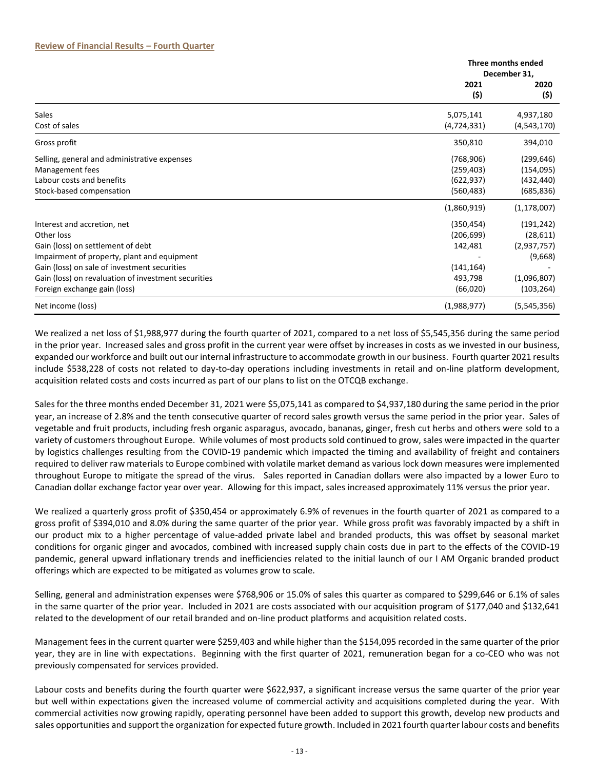### Review of Financial Results – Fourth Quarter

| | Three months ended December 31, | |
|---|---|---|
| | 2021 ($) | 2020 ($) |
| Sales | 5,075,141 | 4,937,180 |
| Cost of sales | (4,724,331) | (4,543,170) |
| Gross profit | 350,810 | 394,010 |
| Selling, general and administrative expenses | (768,906) | (299,646) |
| Management fees | (259,403) | (154,095) |
| Labour costs and benefits | (622,937) | (432,440) |
| Stock-based compensation | (560,483) | (685,836) |
| | (1,860,919) | (1,178,007) |
| Interest and accretion, net | (350,454) | (191,242) |
| Other loss | (206,699) | (28,611) |
| Gain (loss) on settlement of debt | 142,481 | (2,937,757) |
| Impairment of property, plant and equipment | - | (9,668) |
| Gain (loss) on sale of investment securities | (141,164) | - |
| Gain (loss) on revaluation of investment securities | 493,798 | (1,096,807) |
| Foreign exchange gain (loss) | (66,020) | (103,264) |
| Net income (loss) | (1,988,977) | (5,545,356) |

We realized a net loss of $1,988,977 during the fourth quarter of 2021, compared to a net loss of $5,545,356 during the same period in the prior year. Increased sales and gross profit in the current year were offset by increases in costs as we invested in our business, expanded our workforce and built out our internal infrastructure to accommodate growth in our business. Fourth quarter 2021 results include $538,228 of costs not related to day-to-day operations including investments in retail and on-line platform development, acquisition related costs and costs incurred as part of our plans to list on the OTCQB exchange.

Sales for the three months ended December 31, 2021 were $5,075,141 as compared to $4,937,180 during the same period in the prior year, an increase of 2.8% and the tenth consecutive quarter of record sales growth versus the same period in the prior year. Sales of vegetable and fruit products, including fresh organic asparagus, avocado, bananas, ginger, fresh cut herbs and others were sold to a variety of customers throughout Europe. While volumes of most products sold continued to grow, sales were impacted in the quarter by logistics challenges resulting from the COVID-19 pandemic which impacted the timing and availability of freight and containers required to deliver raw materials to Europe combined with volatile market demand as various lock down measures were implemented throughout Europe to mitigate the spread of the virus. Sales reported in Canadian dollars were also impacted by a lower Euro to Canadian dollar exchange factor year over year. Allowing for this impact, sales increased approximately 11% versus the prior year.

We realized a quarterly gross profit of $350,454 or approximately 6.9% of revenues in the fourth quarter of 2021 as compared to a gross profit of $394,010 and 8.0% during the same quarter of the prior year. While gross profit was favorably impacted by a shift in our product mix to a higher percentage of value-added private label and branded products, this was offset by seasonal market conditions for organic ginger and avocados, combined with increased supply chain costs due in part to the effects of the COVID-19 pandemic, general upward inflationary trends and inefficiencies related to the initial launch of our I AM Organic branded product offerings which are expected to be mitigated as volumes grow to scale.

Selling, general and administration expenses were $768,906 or 15.0% of sales this quarter as compared to $299,646 or 6.1% of sales in the same quarter of the prior year. Included in 2021 are costs associated with our acquisition program of $177,040 and $132,641 related to the development of our retail branded and on-line product platforms and acquisition related costs.

Management fees in the current quarter were $259,403 and while higher than the $154,095 recorded in the same quarter of the prior year, they are in line with expectations. Beginning with the first quarter of 2021, remuneration began for a co-CEO who was not previously compensated for services provided.

Labour costs and benefits during the fourth quarter were $622,937, a significant increase versus the same quarter of the prior year but well within expectations given the increased volume of commercial activity and acquisitions completed during the year. With commercial activities now growing rapidly, operating personnel have been added to support this growth, develop new products and sales opportunities and support the organization for expected future growth. Included in 2021 fourth quarter labour costs and benefits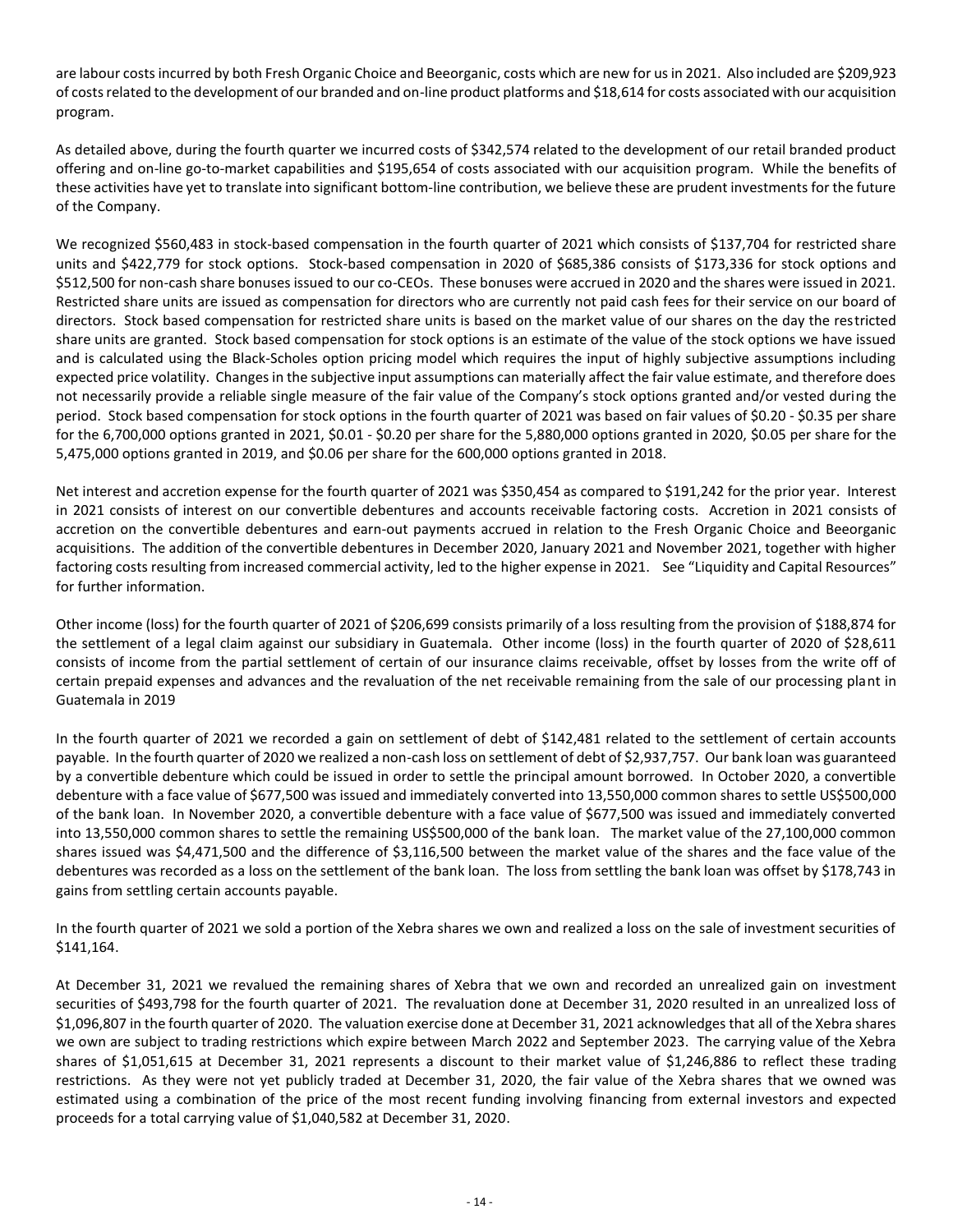are labour costs incurred by both Fresh Organic Choice and Beeorganic, costs which are new for us in 2021. Also included are $209,923 of costs related to the development of our branded and on-line product platforms and $18,614 for costs associated with our acquisition program.

As detailed above, during the fourth quarter we incurred costs of $342,574 related to the development of our retail branded product offering and on-line go-to-market capabilities and $195,654 of costs associated with our acquisition program. While the benefits of these activities have yet to translate into significant bottom-line contribution, we believe these are prudent investments for the future of the Company.

We recognized $560,483 in stock-based compensation in the fourth quarter of 2021 which consists of $137,704 for restricted share units and $422,779 for stock options. Stock-based compensation in 2020 of $685,386 consists of $173,336 for stock options and $512,500 for non-cash share bonuses issued to our co-CEOs. These bonuses were accrued in 2020 and the shares were issued in 2021. Restricted share units are issued as compensation for directors who are currently not paid cash fees for their service on our board of directors. Stock based compensation for restricted share units is based on the market value of our shares on the day the restricted share units are granted. Stock based compensation for stock options is an estimate of the value of the stock options we have issued and is calculated using the Black-Scholes option pricing model which requires the input of highly subjective assumptions including expected price volatility. Changes in the subjective input assumptions can materially affect the fair value estimate, and therefore does not necessarily provide a reliable single measure of the fair value of the Company's stock options granted and/or vested during the period. Stock based compensation for stock options in the fourth quarter of 2021 was based on fair values of $0.20 - $0.35 per share for the 6,700,000 options granted in 2021, $0.01 - $0.20 per share for the 5,880,000 options granted in 2020, $0.05 per share for the 5,475,000 options granted in 2019, and $0.06 per share for the 600,000 options granted in 2018.

Net interest and accretion expense for the fourth quarter of 2021 was $350,454 as compared to $191,242 for the prior year. Interest in 2021 consists of interest on our convertible debentures and accounts receivable factoring costs. Accretion in 2021 consists of accretion on the convertible debentures and earn-out payments accrued in relation to the Fresh Organic Choice and Beeorganic acquisitions. The addition of the convertible debentures in December 2020, January 2021 and November 2021, together with higher factoring costs resulting from increased commercial activity, led to the higher expense in 2021. See "Liquidity and Capital Resources" for further information.

Other income (loss) for the fourth quarter of 2021 of $206,699 consists primarily of a loss resulting from the provision of $188,874 for the settlement of a legal claim against our subsidiary in Guatemala. Other income (loss) in the fourth quarter of 2020 of $28,611 consists of income from the partial settlement of certain of our insurance claims receivable, offset by losses from the write off of certain prepaid expenses and advances and the revaluation of the net receivable remaining from the sale of our processing plant in Guatemala in 2019

In the fourth quarter of 2021 we recorded a gain on settlement of debt of $142,481 related to the settlement of certain accounts payable. In the fourth quarter of 2020 we realized a non-cash loss on settlement of debt of $2,937,757. Our bank loan was guaranteed by a convertible debenture which could be issued in order to settle the principal amount borrowed. In October 2020, a convertible debenture with a face value of $677,500 was issued and immediately converted into 13,550,000 common shares to settle US$500,000 of the bank loan. In November 2020, a convertible debenture with a face value of $677,500 was issued and immediately converted into 13,550,000 common shares to settle the remaining US$500,000 of the bank loan. The market value of the 27,100,000 common shares issued was $4,471,500 and the difference of $3,116,500 between the market value of the shares and the face value of the debentures was recorded as a loss on the settlement of the bank loan. The loss from settling the bank loan was offset by $178,743 in gains from settling certain accounts payable.

In the fourth quarter of 2021 we sold a portion of the Xebra shares we own and realized a loss on the sale of investment securities of $141,164.

At December 31, 2021 we revalued the remaining shares of Xebra that we own and recorded an unrealized gain on investment securities of $493,798 for the fourth quarter of 2021. The revaluation done at December 31, 2020 resulted in an unrealized loss of $1,096,807 in the fourth quarter of 2020. The valuation exercise done at December 31, 2021 acknowledges that all of the Xebra shares we own are subject to trading restrictions which expire between March 2022 and September 2023. The carrying value of the Xebra shares of $1,051,615 at December 31, 2021 represents a discount to their market value of $1,246,886 to reflect these trading restrictions. As they were not yet publicly traded at December 31, 2020, the fair value of the Xebra shares that we owned was estimated using a combination of the price of the most recent funding involving financing from external investors and expected proceeds for a total carrying value of $1,040,582 at December 31, 2020.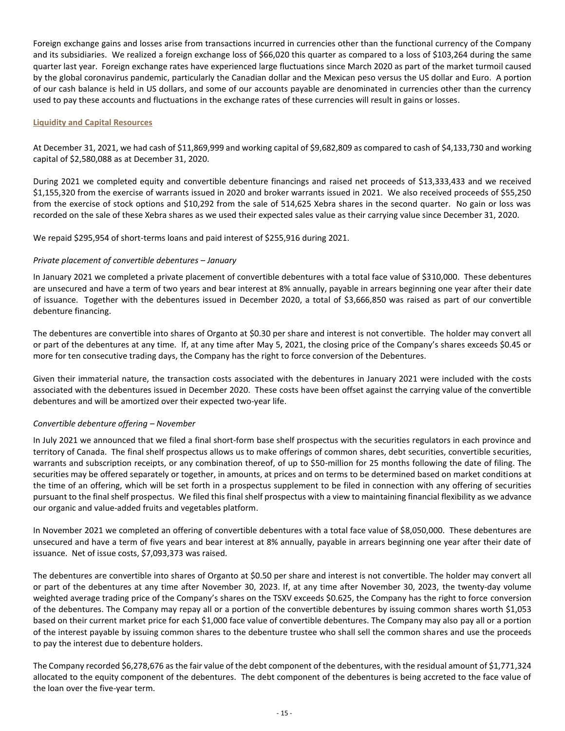Foreign exchange gains and losses arise from transactions incurred in currencies other than the functional currency of the Company and its subsidiaries. We realized a foreign exchange loss of $66,020 this quarter as compared to a loss of $103,264 during the same quarter last year. Foreign exchange rates have experienced large fluctuations since March 2020 as part of the market turmoil caused by the global coronavirus pandemic, particularly the Canadian dollar and the Mexican peso versus the US dollar and Euro. A portion of our cash balance is held in US dollars, and some of our accounts payable are denominated in currencies other than the currency used to pay these accounts and fluctuations in the exchange rates of these currencies will result in gains or losses.

## Liquidity and Capital Resources

At December 31, 2021, we had cash of $11,869,999 and working capital of $9,682,809 as compared to cash of $4,133,730 and working capital of $2,580,088 as at December 31, 2020.

During 2021 we completed equity and convertible debenture financings and raised net proceeds of $13,333,433 and we received $1,155,320 from the exercise of warrants issued in 2020 and broker warrants issued in 2021. We also received proceeds of $55,250 from the exercise of stock options and $10,292 from the sale of 514,625 Xebra shares in the second quarter. No gain or loss was recorded on the sale of these Xebra shares as we used their expected sales value as their carrying value since December 31, 2020.

We repaid $295,954 of short-terms loans and paid interest of $255,916 during 2021.

*Private placement of convertible debentures – January*

In January 2021 we completed a private placement of convertible debentures with a total face value of $310,000. These debentures are unsecured and have a term of two years and bear interest at 8% annually, payable in arrears beginning one year after their date of issuance. Together with the debentures issued in December 2020, a total of $3,666,850 was raised as part of our convertible debenture financing.

The debentures are convertible into shares of Organto at $0.30 per share and interest is not convertible. The holder may convert all or part of the debentures at any time. If, at any time after May 5, 2021, the closing price of the Company's shares exceeds $0.45 or more for ten consecutive trading days, the Company has the right to force conversion of the Debentures.

Given their immaterial nature, the transaction costs associated with the debentures in January 2021 were included with the costs associated with the debentures issued in December 2020. These costs have been offset against the carrying value of the convertible debentures and will be amortized over their expected two-year life.

*Convertible debenture offering – November*

In July 2021 we announced that we filed a final short-form base shelf prospectus with the securities regulators in each province and territory of Canada. The final shelf prospectus allows us to make offerings of common shares, debt securities, convertible securities, warrants and subscription receipts, or any combination thereof, of up to $50-million for 25 months following the date of filing. The securities may be offered separately or together, in amounts, at prices and on terms to be determined based on market conditions at the time of an offering, which will be set forth in a prospectus supplement to be filed in connection with any offering of securities pursuant to the final shelf prospectus. We filed this final shelf prospectus with a view to maintaining financial flexibility as we advance our organic and value-added fruits and vegetables platform.

In November 2021 we completed an offering of convertible debentures with a total face value of $8,050,000. These debentures are unsecured and have a term of five years and bear interest at 8% annually, payable in arrears beginning one year after their date of issuance. Net of issue costs, $7,093,373 was raised.

The debentures are convertible into shares of Organto at $0.50 per share and interest is not convertible. The holder may convert all or part of the debentures at any time after November 30, 2023. If, at any time after November 30, 2023, the twenty-day volume weighted average trading price of the Company's shares on the TSXV exceeds $0.625, the Company has the right to force conversion of the debentures. The Company may repay all or a portion of the convertible debentures by issuing common shares worth $1,053 based on their current market price for each $1,000 face value of convertible debentures. The Company may also pay all or a portion of the interest payable by issuing common shares to the debenture trustee who shall sell the common shares and use the proceeds to pay the interest due to debenture holders.

The Company recorded $6,278,676 as the fair value of the debt component of the debentures, with the residual amount of $1,771,324 allocated to the equity component of the debentures. The debt component of the debentures is being accreted to the face value of the loan over the five-year term.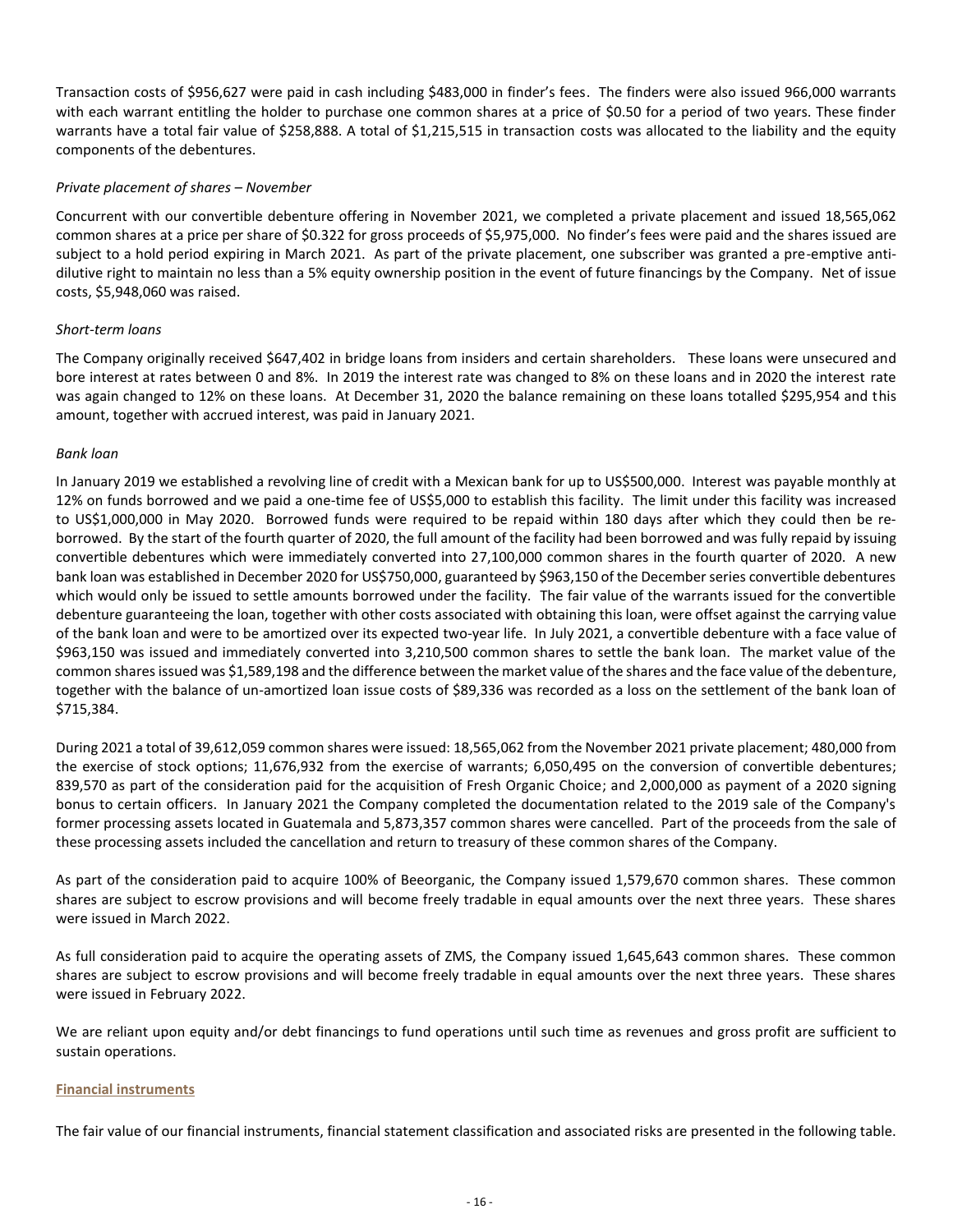Transaction costs of $956,627 were paid in cash including $483,000 in finder's fees. The finders were also issued 966,000 warrants with each warrant entitling the holder to purchase one common shares at a price of $0.50 for a period of two years. These finder warrants have a total fair value of $258,888. A total of $1,215,515 in transaction costs was allocated to the liability and the equity components of the debentures.

*Private placement of shares – November*

Concurrent with our convertible debenture offering in November 2021, we completed a private placement and issued 18,565,062 common shares at a price per share of $0.322 for gross proceeds of $5,975,000. No finder's fees were paid and the shares issued are subject to a hold period expiring in March 2021. As part of the private placement, one subscriber was granted a pre-emptive anti-dilutive right to maintain no less than a 5% equity ownership position in the event of future financings by the Company. Net of issue costs, $5,948,060 was raised.

*Short-term loans*

The Company originally received $647,402 in bridge loans from insiders and certain shareholders. These loans were unsecured and bore interest at rates between 0 and 8%. In 2019 the interest rate was changed to 8% on these loans and in 2020 the interest rate was again changed to 12% on these loans. At December 31, 2020 the balance remaining on these loans totalled $295,954 and this amount, together with accrued interest, was paid in January 2021.

*Bank loan*

In January 2019 we established a revolving line of credit with a Mexican bank for up to US$500,000. Interest was payable monthly at 12% on funds borrowed and we paid a one-time fee of US$5,000 to establish this facility. The limit under this facility was increased to US$1,000,000 in May 2020. Borrowed funds were required to be repaid within 180 days after which they could then be re-borrowed. By the start of the fourth quarter of 2020, the full amount of the facility had been borrowed and was fully repaid by issuing convertible debentures which were immediately converted into 27,100,000 common shares in the fourth quarter of 2020. A new bank loan was established in December 2020 for US$750,000, guaranteed by $963,150 of the December series convertible debentures which would only be issued to settle amounts borrowed under the facility. The fair value of the warrants issued for the convertible debenture guaranteeing the loan, together with other costs associated with obtaining this loan, were offset against the carrying value of the bank loan and were to be amortized over its expected two-year life. In July 2021, a convertible debenture with a face value of $963,150 was issued and immediately converted into 3,210,500 common shares to settle the bank loan. The market value of the common shares issued was $1,589,198 and the difference between the market value of the shares and the face value of the debenture, together with the balance of un-amortized loan issue costs of $89,336 was recorded as a loss on the settlement of the bank loan of $715,384.

During 2021 a total of 39,612,059 common shares were issued: 18,565,062 from the November 2021 private placement; 480,000 from the exercise of stock options; 11,676,932 from the exercise of warrants; 6,050,495 on the conversion of convertible debentures; 839,570 as part of the consideration paid for the acquisition of Fresh Organic Choice; and 2,000,000 as payment of a 2020 signing bonus to certain officers. In January 2021 the Company completed the documentation related to the 2019 sale of the Company's former processing assets located in Guatemala and 5,873,357 common shares were cancelled. Part of the proceeds from the sale of these processing assets included the cancellation and return to treasury of these common shares of the Company.

As part of the consideration paid to acquire 100% of Beeorganic, the Company issued 1,579,670 common shares. These common shares are subject to escrow provisions and will become freely tradable in equal amounts over the next three years. These shares were issued in March 2022.

As full consideration paid to acquire the operating assets of ZMS, the Company issued 1,645,643 common shares. These common shares are subject to escrow provisions and will become freely tradable in equal amounts over the next three years. These shares were issued in February 2022.

We are reliant upon equity and/or debt financings to fund operations until such time as revenues and gross profit are sufficient to sustain operations.

## Financial instruments

The fair value of our financial instruments, financial statement classification and associated risks are presented in the following table.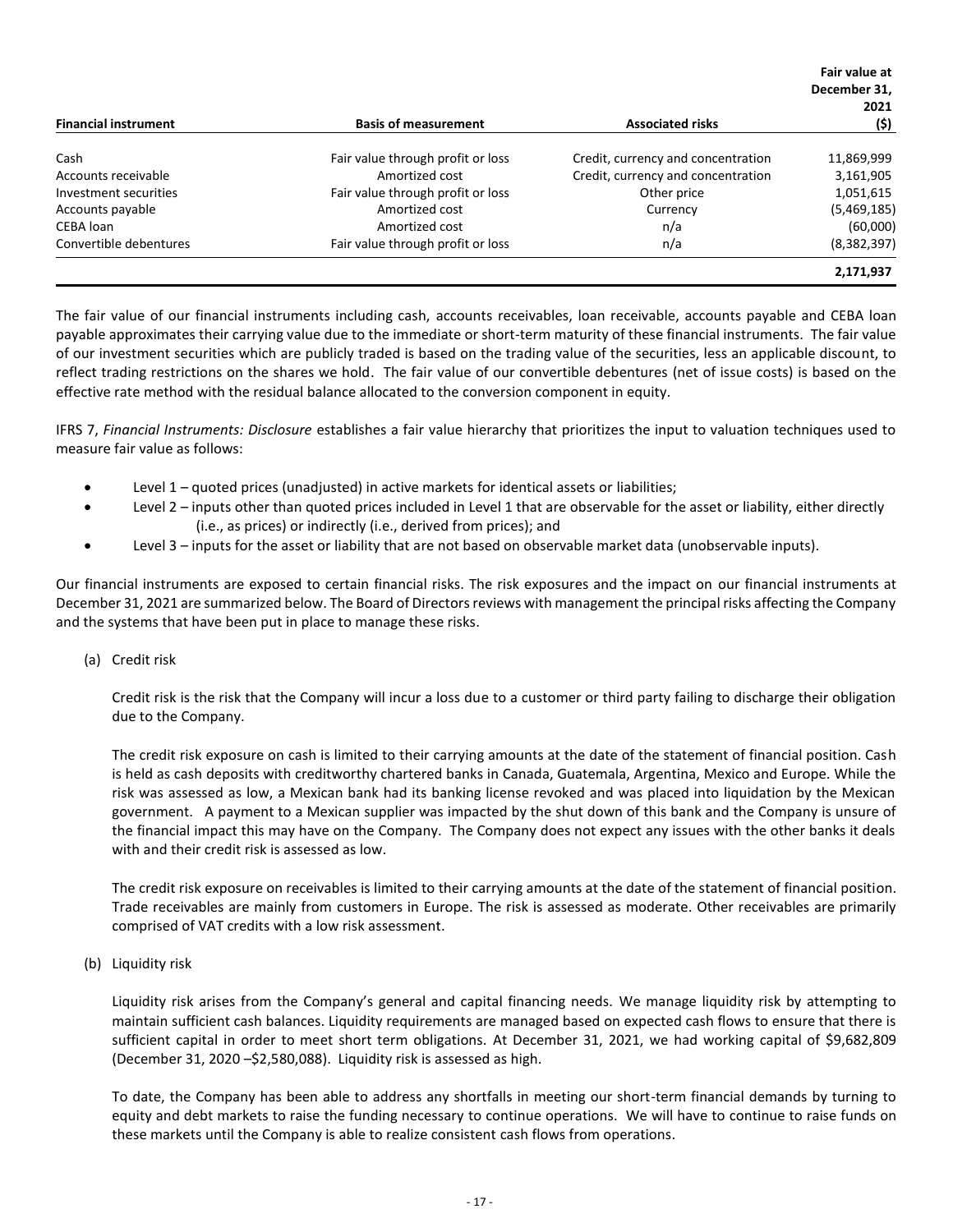| Financial instrument | Basis of measurement | Associated risks | Fair value at December 31, 2021 ($) |
|---|---|---|---|
| Cash | Fair value through profit or loss | Credit, currency and concentration | 11,869,999 |
| Accounts receivable | Amortized cost | Credit, currency and concentration | 3,161,905 |
| Investment securities | Fair value through profit or loss | Other price | 1,051,615 |
| Accounts payable | Amortized cost | Currency | (5,469,185) |
| CEBA loan | Amortized cost | n/a | (60,000) |
| Convertible debentures | Fair value through profit or loss | n/a | (8,382,397) |
| | | | **2,171,937** |

The fair value of our financial instruments including cash, accounts receivables, loan receivable, accounts payable and CEBA loan payable approximates their carrying value due to the immediate or short-term maturity of these financial instruments. The fair value of our investment securities which are publicly traded is based on the trading value of the securities, less an applicable discount, to reflect trading restrictions on the shares we hold. The fair value of our convertible debentures (net of issue costs) is based on the effective rate method with the residual balance allocated to the conversion component in equity.

IFRS 7, *Financial Instruments: Disclosure* establishes a fair value hierarchy that prioritizes the input to valuation techniques used to measure fair value as follows:

- Level 1 – quoted prices (unadjusted) in active markets for identical assets or liabilities;
- Level 2 – inputs other than quoted prices included in Level 1 that are observable for the asset or liability, either directly (i.e., as prices) or indirectly (i.e., derived from prices); and
- Level 3 – inputs for the asset or liability that are not based on observable market data (unobservable inputs).

Our financial instruments are exposed to certain financial risks. The risk exposures and the impact on our financial instruments at December 31, 2021 are summarized below. The Board of Directors reviews with management the principal risks affecting the Company and the systems that have been put in place to manage these risks.

(a) Credit risk

Credit risk is the risk that the Company will incur a loss due to a customer or third party failing to discharge their obligation due to the Company.

The credit risk exposure on cash is limited to their carrying amounts at the date of the statement of financial position. Cash is held as cash deposits with creditworthy chartered banks in Canada, Guatemala, Argentina, Mexico and Europe. While the risk was assessed as low, a Mexican bank had its banking license revoked and was placed into liquidation by the Mexican government. A payment to a Mexican supplier was impacted by the shut down of this bank and the Company is unsure of the financial impact this may have on the Company. The Company does not expect any issues with the other banks it deals with and their credit risk is assessed as low.

The credit risk exposure on receivables is limited to their carrying amounts at the date of the statement of financial position. Trade receivables are mainly from customers in Europe. The risk is assessed as moderate. Other receivables are primarily comprised of VAT credits with a low risk assessment.

(b) Liquidity risk

Liquidity risk arises from the Company's general and capital financing needs. We manage liquidity risk by attempting to maintain sufficient cash balances. Liquidity requirements are managed based on expected cash flows to ensure that there is sufficient capital in order to meet short term obligations. At December 31, 2021, we had working capital of $9,682,809 (December 31, 2020 –$2,580,088). Liquidity risk is assessed as high.

To date, the Company has been able to address any shortfalls in meeting our short-term financial demands by turning to equity and debt markets to raise the funding necessary to continue operations. We will have to continue to raise funds on these markets until the Company is able to realize consistent cash flows from operations.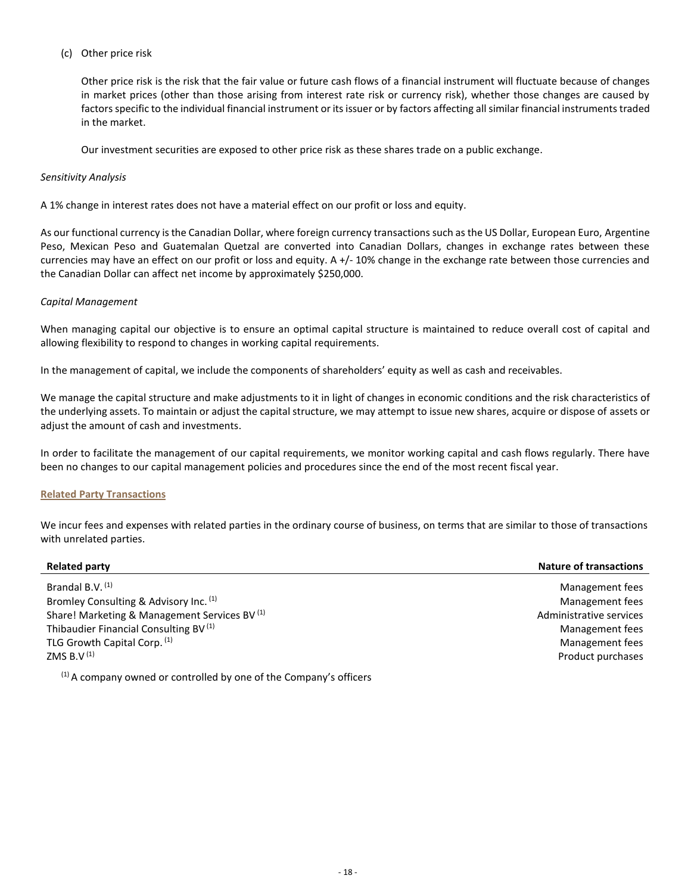(c) Other price risk

Other price risk is the risk that the fair value or future cash flows of a financial instrument will fluctuate because of changes in market prices (other than those arising from interest rate risk or currency risk), whether those changes are caused by factors specific to the individual financial instrument or its issuer or by factors affecting all similar financial instruments traded in the market.

Our investment securities are exposed to other price risk as these shares trade on a public exchange.

*Sensitivity Analysis*

A 1% change in interest rates does not have a material effect on our profit or loss and equity.

As our functional currency is the Canadian Dollar, where foreign currency transactions such as the US Dollar, European Euro, Argentine Peso, Mexican Peso and Guatemalan Quetzal are converted into Canadian Dollars, changes in exchange rates between these currencies may have an effect on our profit or loss and equity. A +/- 10% change in the exchange rate between those currencies and the Canadian Dollar can affect net income by approximately $250,000.

*Capital Management*

When managing capital our objective is to ensure an optimal capital structure is maintained to reduce overall cost of capital and allowing flexibility to respond to changes in working capital requirements.

In the management of capital, we include the components of shareholders' equity as well as cash and receivables.

We manage the capital structure and make adjustments to it in light of changes in economic conditions and the risk characteristics of the underlying assets. To maintain or adjust the capital structure, we may attempt to issue new shares, acquire or dispose of assets or adjust the amount of cash and investments.

In order to facilitate the management of our capital requirements, we monitor working capital and cash flows regularly. There have been no changes to our capital management policies and procedures since the end of the most recent fiscal year.

## Related Party Transactions

We incur fees and expenses with related parties in the ordinary course of business, on terms that are similar to those of transactions with unrelated parties.

| Related party | Nature of transactions |
|---|---|
| Brandal B.V. [1] | Management fees |
| Bromley Consulting & Advisory Inc. [1] | Management fees |
| Share! Marketing & Management Services BV [1] | Administrative services |
| Thibaudier Financial Consulting BV [1] | Management fees |
| TLG Growth Capital Corp. [1] | Management fees |
| ZMS B.V [1] | Product purchases |

[1] A company owned or controlled by one of the Company's officers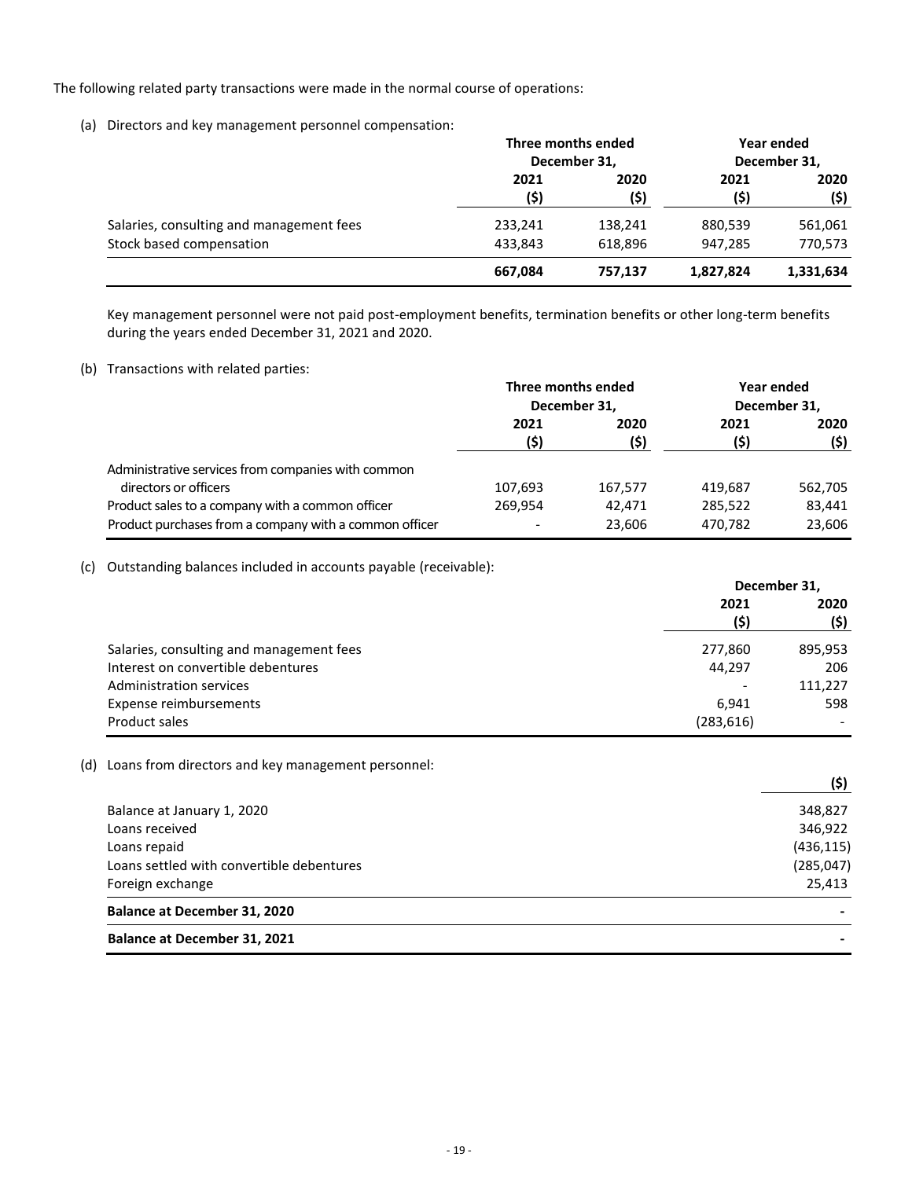The following related party transactions were made in the normal course of operations:

(a) Directors and key management personnel compensation:

| | Three months ended December 31, | | Year ended December 31, | |
|---|---|---|---|---|
| | 2021 ($) | 2020 ($) | 2021 ($) | 2020 ($) |
| Salaries, consulting and management fees | 233,241 | 138,241 | 880,539 | 561,061 |
| Stock based compensation | 433,843 | 618,896 | 947,285 | 770,573 |
| | **667,084** | **757,137** | **1,827,824** | **1,331,634** |

Key management personnel were not paid post-employment benefits, termination benefits or other long-term benefits during the years ended December 31, 2021 and 2020.

(b) Transactions with related parties:

| | Three months ended December 31, | | Year ended December 31, | |
|---|---|---|---|---|
| | 2021 ($) | 2020 ($) | 2021 ($) | 2020 ($) |
| Administrative services from companies with common directors or officers | 107,693 | 167,577 | 419,687 | 562,705 |
| Product sales to a company with a common officer | 269,954 | 42,471 | 285,522 | 83,441 |
| Product purchases from a company with a common officer | - | 23,606 | 470,782 | 23,606 |

(c) Outstanding balances included in accounts payable (receivable):

| | December 31, | |
|---|---|---|
| | 2021 ($) | 2020 ($) |
| Salaries, consulting and management fees | 277,860 | 895,953 |
| Interest on convertible debentures | 44,297 | 206 |
| Administration services | - | 111,227 |
| Expense reimbursements | 6,941 | 598 |
| Product sales | (283,616) | - |

(d) Loans from directors and key management personnel:

| | ($) |
|---|---|
| Balance at January 1, 2020 | 348,827 |
| Loans received | 346,922 |
| Loans repaid | (436,115) |
| Loans settled with convertible debentures | (285,047) |
| Foreign exchange | 25,413 |
| **Balance at December 31, 2020** | **-** |
| **Balance at December 31, 2021** | **-** |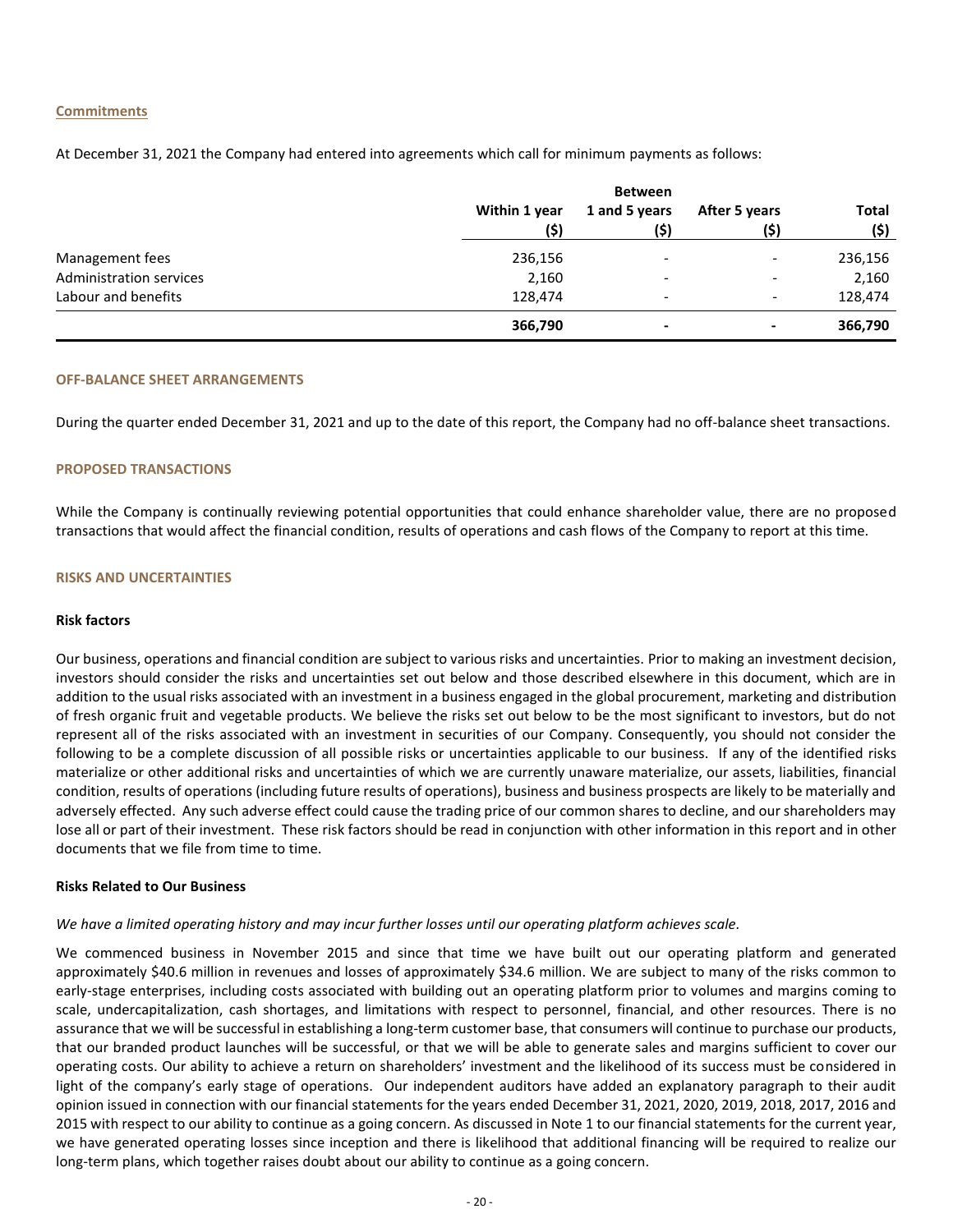### Commitments

At December 31, 2021 the Company had entered into agreements which call for minimum payments as follows:

| | Within 1 year ($) | Between 1 and 5 years ($) | After 5 years ($) | Total ($) |
|---|---|---|---|---|
| Management fees | 236,156 | - | - | 236,156 |
| Administration services | 2,160 | - | - | 2,160 |
| Labour and benefits | 128,474 | - | - | 128,474 |
| | **366,790** | **-** | **-** | **366,790** |

## OFF-BALANCE SHEET ARRANGEMENTS

During the quarter ended December 31, 2021 and up to the date of this report, the Company had no off-balance sheet transactions.

## PROPOSED TRANSACTIONS

While the Company is continually reviewing potential opportunities that could enhance shareholder value, there are no proposed transactions that would affect the financial condition, results of operations and cash flows of the Company to report at this time.

## RISKS AND UNCERTAINTIES

### Risk factors

Our business, operations and financial condition are subject to various risks and uncertainties. Prior to making an investment decision, investors should consider the risks and uncertainties set out below and those described elsewhere in this document, which are in addition to the usual risks associated with an investment in a business engaged in the global procurement, marketing and distribution of fresh organic fruit and vegetable products. We believe the risks set out below to be the most significant to investors, but do not represent all of the risks associated with an investment in securities of our Company. Consequently, you should not consider the following to be a complete discussion of all possible risks or uncertainties applicable to our business. If any of the identified risks materialize or other additional risks and uncertainties of which we are currently unaware materialize, our assets, liabilities, financial condition, results of operations (including future results of operations), business and business prospects are likely to be materially and adversely effected. Any such adverse effect could cause the trading price of our common shares to decline, and our shareholders may lose all or part of their investment. These risk factors should be read in conjunction with other information in this report and in other documents that we file from time to time.

### Risks Related to Our Business

*We have a limited operating history and may incur further losses until our operating platform achieves scale.*

We commenced business in November 2015 and since that time we have built out our operating platform and generated approximately $40.6 million in revenues and losses of approximately $34.6 million. We are subject to many of the risks common to early-stage enterprises, including costs associated with building out an operating platform prior to volumes and margins coming to scale, undercapitalization, cash shortages, and limitations with respect to personnel, financial, and other resources. There is no assurance that we will be successful in establishing a long-term customer base, that consumers will continue to purchase our products, that our branded product launches will be successful, or that we will be able to generate sales and margins sufficient to cover our operating costs. Our ability to achieve a return on shareholders' investment and the likelihood of its success must be considered in light of the company's early stage of operations. Our independent auditors have added an explanatory paragraph to their audit opinion issued in connection with our financial statements for the years ended December 31, 2021, 2020, 2019, 2018, 2017, 2016 and 2015 with respect to our ability to continue as a going concern. As discussed in Note 1 to our financial statements for the current year, we have generated operating losses since inception and there is likelihood that additional financing will be required to realize our long-term plans, which together raises doubt about our ability to continue as a going concern.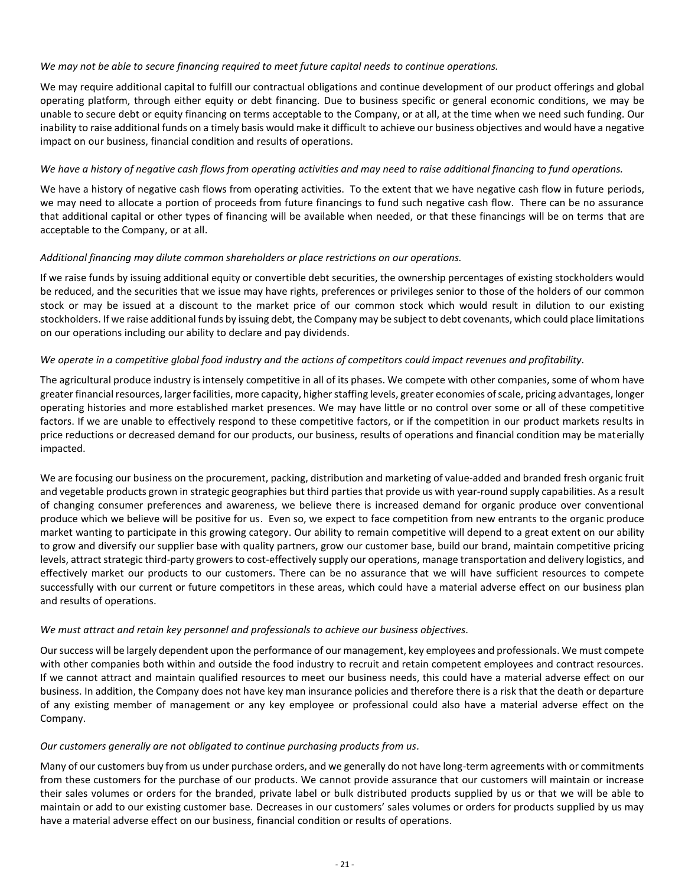*We may not be able to secure financing required to meet future capital needs to continue operations.*

We may require additional capital to fulfill our contractual obligations and continue development of our product offerings and global operating platform, through either equity or debt financing. Due to business specific or general economic conditions, we may be unable to secure debt or equity financing on terms acceptable to the Company, or at all, at the time when we need such funding. Our inability to raise additional funds on a timely basis would make it difficult to achieve our business objectives and would have a negative impact on our business, financial condition and results of operations.

*We have a history of negative cash flows from operating activities and may need to raise additional financing to fund operations.*

We have a history of negative cash flows from operating activities. To the extent that we have negative cash flow in future periods, we may need to allocate a portion of proceeds from future financings to fund such negative cash flow. There can be no assurance that additional capital or other types of financing will be available when needed, or that these financings will be on terms that are acceptable to the Company, or at all.

*Additional financing may dilute common shareholders or place restrictions on our operations.*

If we raise funds by issuing additional equity or convertible debt securities, the ownership percentages of existing stockholders would be reduced, and the securities that we issue may have rights, preferences or privileges senior to those of the holders of our common stock or may be issued at a discount to the market price of our common stock which would result in dilution to our existing stockholders. If we raise additional funds by issuing debt, the Company may be subject to debt covenants, which could place limitations on our operations including our ability to declare and pay dividends.

*We operate in a competitive global food industry and the actions of competitors could impact revenues and profitability.*

The agricultural produce industry is intensely competitive in all of its phases. We compete with other companies, some of whom have greater financial resources, larger facilities, more capacity, higher staffing levels, greater economies of scale, pricing advantages, longer operating histories and more established market presences. We may have little or no control over some or all of these competitive factors. If we are unable to effectively respond to these competitive factors, or if the competition in our product markets results in price reductions or decreased demand for our products, our business, results of operations and financial condition may be materially impacted.

We are focusing our business on the procurement, packing, distribution and marketing of value-added and branded fresh organic fruit and vegetable products grown in strategic geographies but third parties that provide us with year-round supply capabilities. As a result of changing consumer preferences and awareness, we believe there is increased demand for organic produce over conventional produce which we believe will be positive for us. Even so, we expect to face competition from new entrants to the organic produce market wanting to participate in this growing category. Our ability to remain competitive will depend to a great extent on our ability to grow and diversify our supplier base with quality partners, grow our customer base, build our brand, maintain competitive pricing levels, attract strategic third-party growers to cost-effectively supply our operations, manage transportation and delivery logistics, and effectively market our products to our customers. There can be no assurance that we will have sufficient resources to compete successfully with our current or future competitors in these areas, which could have a material adverse effect on our business plan and results of operations.

*We must attract and retain key personnel and professionals to achieve our business objectives.*

Our success will be largely dependent upon the performance of our management, key employees and professionals. We must compete with other companies both within and outside the food industry to recruit and retain competent employees and contract resources. If we cannot attract and maintain qualified resources to meet our business needs, this could have a material adverse effect on our business. In addition, the Company does not have key man insurance policies and therefore there is a risk that the death or departure of any existing member of management or any key employee or professional could also have a material adverse effect on the Company.

*Our customers generally are not obligated to continue purchasing products from us*.

Many of our customers buy from us under purchase orders, and we generally do not have long-term agreements with or commitments from these customers for the purchase of our products. We cannot provide assurance that our customers will maintain or increase their sales volumes or orders for the branded, private label or bulk distributed products supplied by us or that we will be able to maintain or add to our existing customer base. Decreases in our customers' sales volumes or orders for products supplied by us may have a material adverse effect on our business, financial condition or results of operations.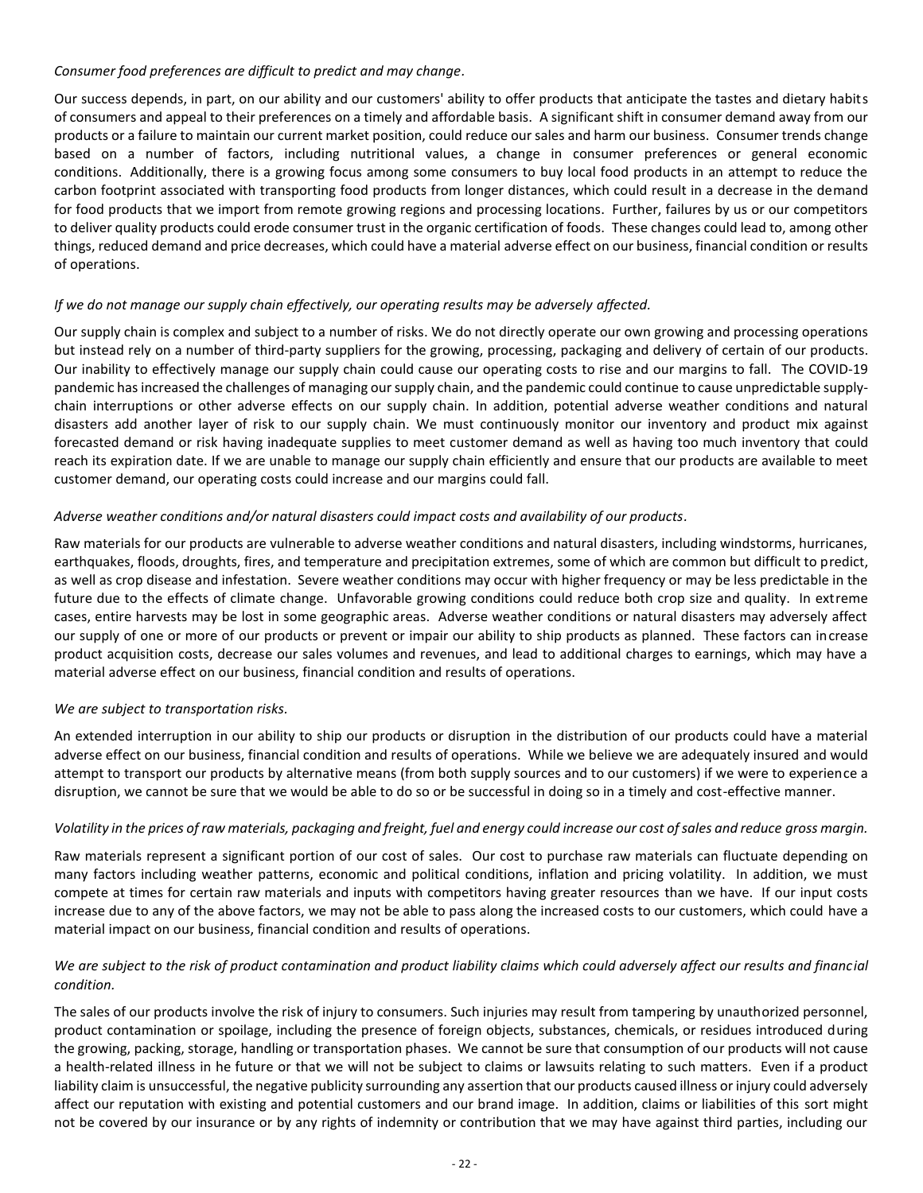*Consumer food preferences are difficult to predict and may change*.

Our success depends, in part, on our ability and our customers' ability to offer products that anticipate the tastes and dietary habits of consumers and appeal to their preferences on a timely and affordable basis. A significant shift in consumer demand away from our products or a failure to maintain our current market position, could reduce our sales and harm our business. Consumer trends change based on a number of factors, including nutritional values, a change in consumer preferences or general economic conditions. Additionally, there is a growing focus among some consumers to buy local food products in an attempt to reduce the carbon footprint associated with transporting food products from longer distances, which could result in a decrease in the demand for food products that we import from remote growing regions and processing locations. Further, failures by us or our competitors to deliver quality products could erode consumer trust in the organic certification of foods. These changes could lead to, among other things, reduced demand and price decreases, which could have a material adverse effect on our business, financial condition or results of operations.

*If we do not manage our supply chain effectively, our operating results may be adversely affected.*

Our supply chain is complex and subject to a number of risks. We do not directly operate our own growing and processing operations but instead rely on a number of third-party suppliers for the growing, processing, packaging and delivery of certain of our products. Our inability to effectively manage our supply chain could cause our operating costs to rise and our margins to fall. The COVID-19 pandemic has increased the challenges of managing our supply chain, and the pandemic could continue to cause unpredictable supply-chain interruptions or other adverse effects on our supply chain. In addition, potential adverse weather conditions and natural disasters add another layer of risk to our supply chain. We must continuously monitor our inventory and product mix against forecasted demand or risk having inadequate supplies to meet customer demand as well as having too much inventory that could reach its expiration date. If we are unable to manage our supply chain efficiently and ensure that our products are available to meet customer demand, our operating costs could increase and our margins could fall.

*Adverse weather conditions and/or natural disasters could impact costs and availability of our products*.

Raw materials for our products are vulnerable to adverse weather conditions and natural disasters, including windstorms, hurricanes, earthquakes, floods, droughts, fires, and temperature and precipitation extremes, some of which are common but difficult to predict, as well as crop disease and infestation. Severe weather conditions may occur with higher frequency or may be less predictable in the future due to the effects of climate change. Unfavorable growing conditions could reduce both crop size and quality. In extreme cases, entire harvests may be lost in some geographic areas. Adverse weather conditions or natural disasters may adversely affect our supply of one or more of our products or prevent or impair our ability to ship products as planned. These factors can increase product acquisition costs, decrease our sales volumes and revenues, and lead to additional charges to earnings, which may have a material adverse effect on our business, financial condition and results of operations.

*We are subject to transportation risks.*

An extended interruption in our ability to ship our products or disruption in the distribution of our products could have a material adverse effect on our business, financial condition and results of operations. While we believe we are adequately insured and would attempt to transport our products by alternative means (from both supply sources and to our customers) if we were to experience a disruption, we cannot be sure that we would be able to do so or be successful in doing so in a timely and cost-effective manner.

*Volatility in the prices of raw materials, packaging and freight, fuel and energy could increase our cost of sales and reduce gross margin.*

Raw materials represent a significant portion of our cost of sales. Our cost to purchase raw materials can fluctuate depending on many factors including weather patterns, economic and political conditions, inflation and pricing volatility. In addition, we must compete at times for certain raw materials and inputs with competitors having greater resources than we have. If our input costs increase due to any of the above factors, we may not be able to pass along the increased costs to our customers, which could have a material impact on our business, financial condition and results of operations.

*We are subject to the risk of product contamination and product liability claims which could adversely affect our results and financial condition.*

The sales of our products involve the risk of injury to consumers. Such injuries may result from tampering by unauthorized personnel, product contamination or spoilage, including the presence of foreign objects, substances, chemicals, or residues introduced during the growing, packing, storage, handling or transportation phases. We cannot be sure that consumption of our products will not cause a health-related illness in he future or that we will not be subject to claims or lawsuits relating to such matters. Even if a product liability claim is unsuccessful, the negative publicity surrounding any assertion that our products caused illness or injury could adversely affect our reputation with existing and potential customers and our brand image. In addition, claims or liabilities of this sort might not be covered by our insurance or by any rights of indemnity or contribution that we may have against third parties, including our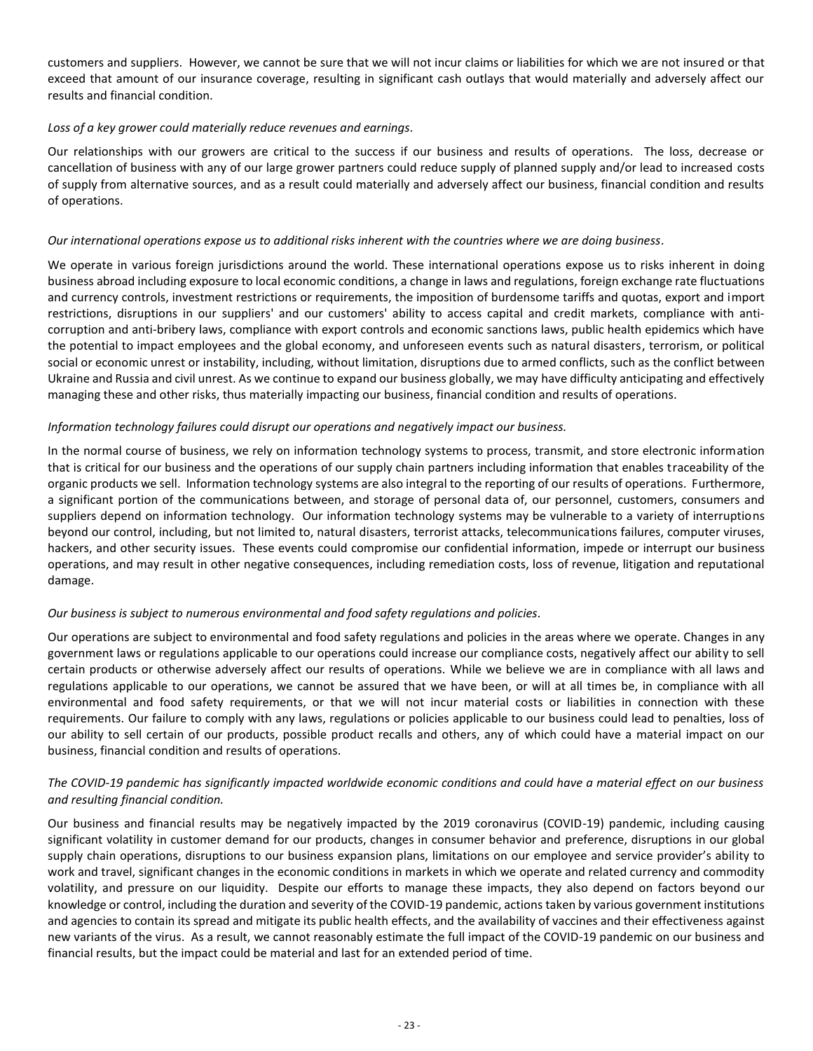customers and suppliers. However, we cannot be sure that we will not incur claims or liabilities for which we are not insured or that exceed that amount of our insurance coverage, resulting in significant cash outlays that would materially and adversely affect our results and financial condition.

*Loss of a key grower could materially reduce revenues and earnings.*

Our relationships with our growers are critical to the success if our business and results of operations. The loss, decrease or cancellation of business with any of our large grower partners could reduce supply of planned supply and/or lead to increased costs of supply from alternative sources, and as a result could materially and adversely affect our business, financial condition and results of operations.

*Our international operations expose us to additional risks inherent with the countries where we are doing business.*

We operate in various foreign jurisdictions around the world. These international operations expose us to risks inherent in doing business abroad including exposure to local economic conditions, a change in laws and regulations, foreign exchange rate fluctuations and currency controls, investment restrictions or requirements, the imposition of burdensome tariffs and quotas, export and import restrictions, disruptions in our suppliers' and our customers' ability to access capital and credit markets, compliance with anti-corruption and anti-bribery laws, compliance with export controls and economic sanctions laws, public health epidemics which have the potential to impact employees and the global economy, and unforeseen events such as natural disasters, terrorism, or political social or economic unrest or instability, including, without limitation, disruptions due to armed conflicts, such as the conflict between Ukraine and Russia and civil unrest. As we continue to expand our business globally, we may have difficulty anticipating and effectively managing these and other risks, thus materially impacting our business, financial condition and results of operations.

*Information technology failures could disrupt our operations and negatively impact our business.*

In the normal course of business, we rely on information technology systems to process, transmit, and store electronic information that is critical for our business and the operations of our supply chain partners including information that enables traceability of the organic products we sell. Information technology systems are also integral to the reporting of our results of operations. Furthermore, a significant portion of the communications between, and storage of personal data of, our personnel, customers, consumers and suppliers depend on information technology. Our information technology systems may be vulnerable to a variety of interruptions beyond our control, including, but not limited to, natural disasters, terrorist attacks, telecommunications failures, computer viruses, hackers, and other security issues. These events could compromise our confidential information, impede or interrupt our business operations, and may result in other negative consequences, including remediation costs, loss of revenue, litigation and reputational damage.

*Our business is subject to numerous environmental and food safety regulations and policies.*

Our operations are subject to environmental and food safety regulations and policies in the areas where we operate. Changes in any government laws or regulations applicable to our operations could increase our compliance costs, negatively affect our ability to sell certain products or otherwise adversely affect our results of operations. While we believe we are in compliance with all laws and regulations applicable to our operations, we cannot be assured that we have been, or will at all times be, in compliance with all environmental and food safety requirements, or that we will not incur material costs or liabilities in connection with these requirements. Our failure to comply with any laws, regulations or policies applicable to our business could lead to penalties, loss of our ability to sell certain of our products, possible product recalls and others, any of which could have a material impact on our business, financial condition and results of operations.

*The COVID-19 pandemic has significantly impacted worldwide economic conditions and could have a material effect on our business and resulting financial condition.*

Our business and financial results may be negatively impacted by the 2019 coronavirus (COVID-19) pandemic, including causing significant volatility in customer demand for our products, changes in consumer behavior and preference, disruptions in our global supply chain operations, disruptions to our business expansion plans, limitations on our employee and service provider's ability to work and travel, significant changes in the economic conditions in markets in which we operate and related currency and commodity volatility, and pressure on our liquidity. Despite our efforts to manage these impacts, they also depend on factors beyond our knowledge or control, including the duration and severity of the COVID-19 pandemic, actions taken by various government institutions and agencies to contain its spread and mitigate its public health effects, and the availability of vaccines and their effectiveness against new variants of the virus. As a result, we cannot reasonably estimate the full impact of the COVID-19 pandemic on our business and financial results, but the impact could be material and last for an extended period of time.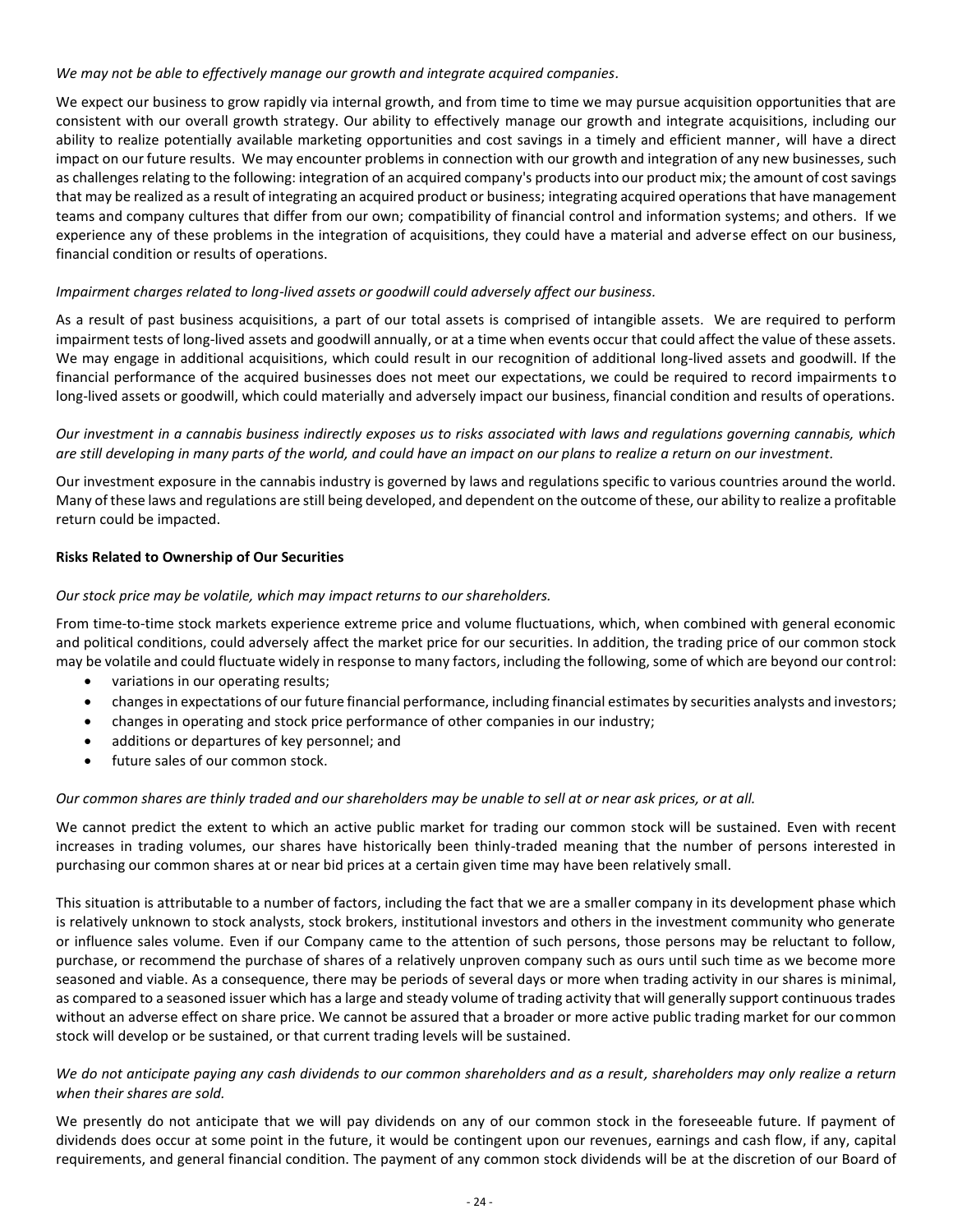*We may not be able to effectively manage our growth and integrate acquired companies.*

We expect our business to grow rapidly via internal growth, and from time to time we may pursue acquisition opportunities that are consistent with our overall growth strategy. Our ability to effectively manage our growth and integrate acquisitions, including our ability to realize potentially available marketing opportunities and cost savings in a timely and efficient manner, will have a direct impact on our future results. We may encounter problems in connection with our growth and integration of any new businesses, such as challenges relating to the following: integration of an acquired company's products into our product mix; the amount of cost savings that may be realized as a result of integrating an acquired product or business; integrating acquired operations that have management teams and company cultures that differ from our own; compatibility of financial control and information systems; and others. If we experience any of these problems in the integration of acquisitions, they could have a material and adverse effect on our business, financial condition or results of operations.

*Impairment charges related to long-lived assets or goodwill could adversely affect our business.*

As a result of past business acquisitions, a part of our total assets is comprised of intangible assets. We are required to perform impairment tests of long-lived assets and goodwill annually, or at a time when events occur that could affect the value of these assets. We may engage in additional acquisitions, which could result in our recognition of additional long-lived assets and goodwill. If the financial performance of the acquired businesses does not meet our expectations, we could be required to record impairments to long-lived assets or goodwill, which could materially and adversely impact our business, financial condition and results of operations.

*Our investment in a cannabis business indirectly exposes us to risks associated with laws and regulations governing cannabis, which are still developing in many parts of the world, and could have an impact on our plans to realize a return on our investment.*

Our investment exposure in the cannabis industry is governed by laws and regulations specific to various countries around the world. Many of these laws and regulations are still being developed, and dependent on the outcome of these, our ability to realize a profitable return could be impacted.

**Risks Related to Ownership of Our Securities**

*Our stock price may be volatile, which may impact returns to our shareholders.*

From time-to-time stock markets experience extreme price and volume fluctuations, which, when combined with general economic and political conditions, could adversely affect the market price for our securities. In addition, the trading price of our common stock may be volatile and could fluctuate widely in response to many factors, including the following, some of which are beyond our control:

- variations in our operating results;
- changes in expectations of our future financial performance, including financial estimates by securities analysts and investors;
- changes in operating and stock price performance of other companies in our industry;
- additions or departures of key personnel; and
- future sales of our common stock.

*Our common shares are thinly traded and our shareholders may be unable to sell at or near ask prices, or at all.*

We cannot predict the extent to which an active public market for trading our common stock will be sustained. Even with recent increases in trading volumes, our shares have historically been thinly-traded meaning that the number of persons interested in purchasing our common shares at or near bid prices at a certain given time may have been relatively small.

This situation is attributable to a number of factors, including the fact that we are a smaller company in its development phase which is relatively unknown to stock analysts, stock brokers, institutional investors and others in the investment community who generate or influence sales volume. Even if our Company came to the attention of such persons, those persons may be reluctant to follow, purchase, or recommend the purchase of shares of a relatively unproven company such as ours until such time as we become more seasoned and viable. As a consequence, there may be periods of several days or more when trading activity in our shares is minimal, as compared to a seasoned issuer which has a large and steady volume of trading activity that will generally support continuous trades without an adverse effect on share price. We cannot be assured that a broader or more active public trading market for our common stock will develop or be sustained, or that current trading levels will be sustained.

*We do not anticipate paying any cash dividends to our common shareholders and as a result, shareholders may only realize a return when their shares are sold.*

We presently do not anticipate that we will pay dividends on any of our common stock in the foreseeable future. If payment of dividends does occur at some point in the future, it would be contingent upon our revenues, earnings and cash flow, if any, capital requirements, and general financial condition. The payment of any common stock dividends will be at the discretion of our Board of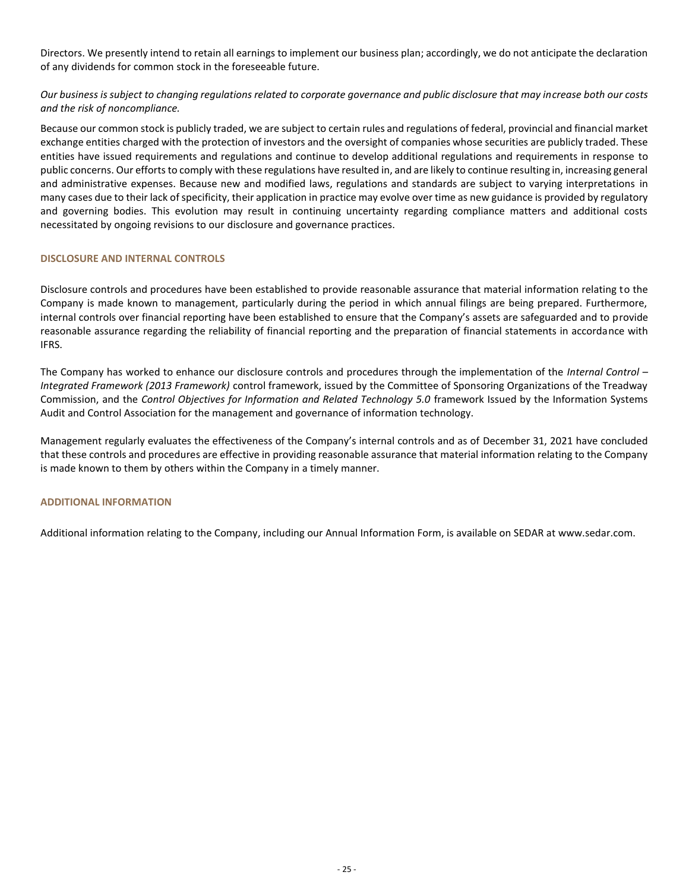Directors. We presently intend to retain all earnings to implement our business plan; accordingly, we do not anticipate the declaration of any dividends for common stock in the foreseeable future.

*Our business is subject to changing regulations related to corporate governance and public disclosure that may increase both our costs and the risk of noncompliance.*

Because our common stock is publicly traded, we are subject to certain rules and regulations of federal, provincial and financial market exchange entities charged with the protection of investors and the oversight of companies whose securities are publicly traded. These entities have issued requirements and regulations and continue to develop additional regulations and requirements in response to public concerns. Our efforts to comply with these regulations have resulted in, and are likely to continue resulting in, increasing general and administrative expenses. Because new and modified laws, regulations and standards are subject to varying interpretations in many cases due to their lack of specificity, their application in practice may evolve over time as new guidance is provided by regulatory and governing bodies. This evolution may result in continuing uncertainty regarding compliance matters and additional costs necessitated by ongoing revisions to our disclosure and governance practices.

## DISCLOSURE AND INTERNAL CONTROLS

Disclosure controls and procedures have been established to provide reasonable assurance that material information relating to the Company is made known to management, particularly during the period in which annual filings are being prepared. Furthermore, internal controls over financial reporting have been established to ensure that the Company's assets are safeguarded and to provide reasonable assurance regarding the reliability of financial reporting and the preparation of financial statements in accordance with IFRS.

The Company has worked to enhance our disclosure controls and procedures through the implementation of the *Internal Control – Integrated Framework (2013 Framework)* control framework, issued by the Committee of Sponsoring Organizations of the Treadway Commission, and the *Control Objectives for Information and Related Technology 5.0* framework Issued by the Information Systems Audit and Control Association for the management and governance of information technology.

Management regularly evaluates the effectiveness of the Company's internal controls and as of December 31, 2021 have concluded that these controls and procedures are effective in providing reasonable assurance that material information relating to the Company is made known to them by others within the Company in a timely manner.

## ADDITIONAL INFORMATION

Additional information relating to the Company, including our Annual Information Form, is available on SEDAR at www.sedar.com.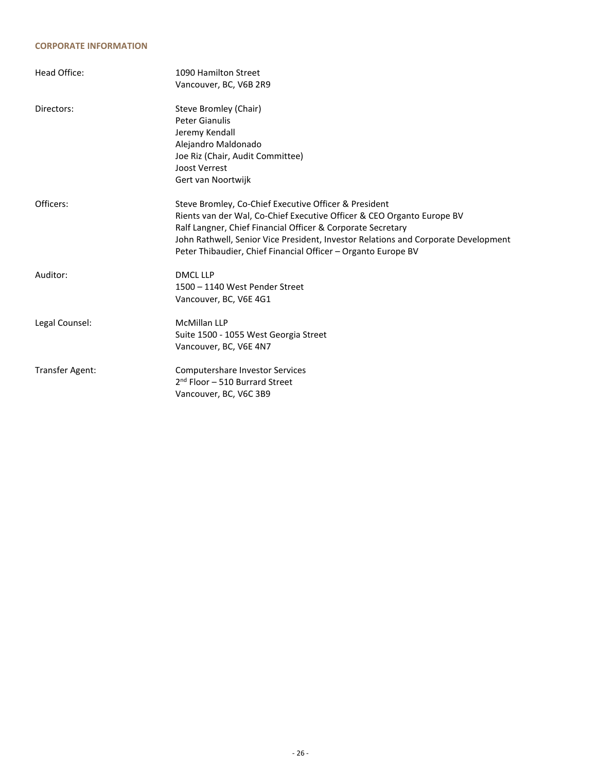## CORPORATE INFORMATION

| | |
|---|---|
| Head Office: | 1090 Hamilton Street<br>Vancouver, BC, V6B 2R9 |
| Directors: | Steve Bromley (Chair)<br>Peter Gianulis<br>Jeremy Kendall<br>Alejandro Maldonado<br>Joe Riz (Chair, Audit Committee)<br>Joost Verrest<br>Gert van Noortwijk |
| Officers: | Steve Bromley, Co-Chief Executive Officer & President<br>Rients van der Wal, Co-Chief Executive Officer & CEO Organto Europe BV<br>Ralf Langner, Chief Financial Officer & Corporate Secretary<br>John Rathwell, Senior Vice President, Investor Relations and Corporate Development<br>Peter Thibaudier, Chief Financial Officer – Organto Europe BV |
| Auditor: | DMCL LLP<br>1500 – 1140 West Pender Street<br>Vancouver, BC, V6E 4G1 |
| Legal Counsel: | McMillan LLP<br>Suite 1500 - 1055 West Georgia Street<br>Vancouver, BC, V6E 4N7 |
| Transfer Agent: | Computershare Investor Services<br>2nd Floor – 510 Burrard Street<br>Vancouver, BC, V6C 3B9 |